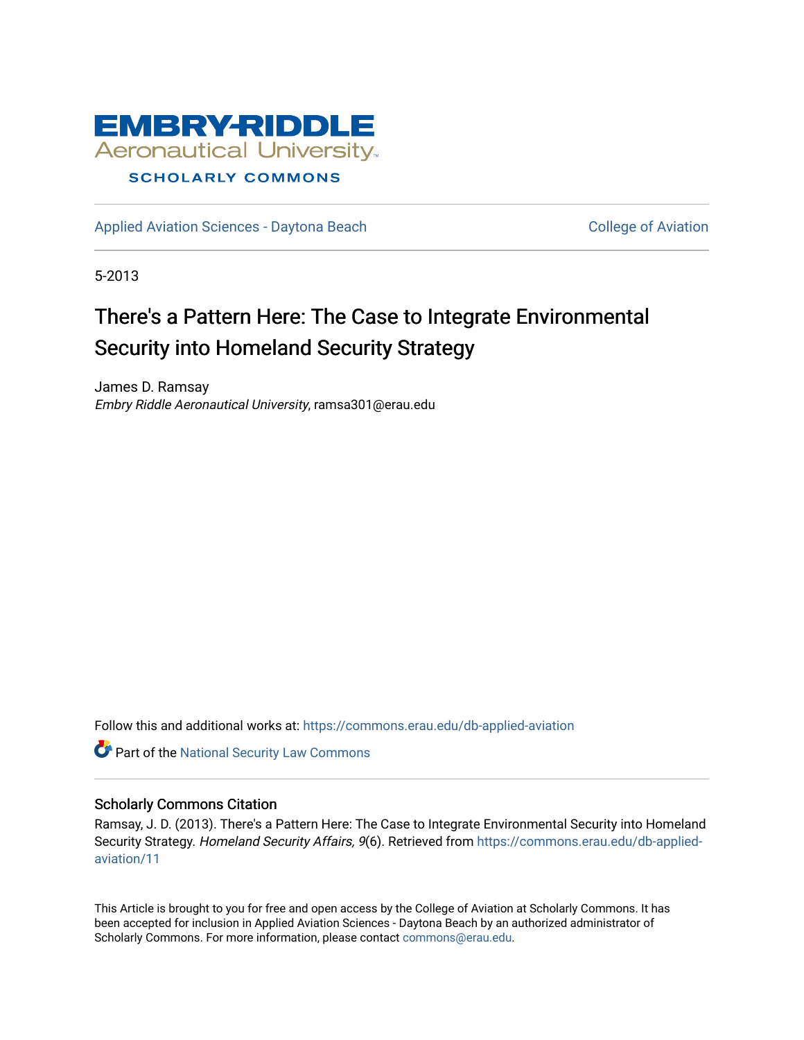Embry-Riddle Aeronautical University

SCHOLARLY COMMONS

Applied Aviation Sciences - Daytona Beach | College of Aviation

5-2013

# There's a Pattern Here: The Case to Integrate Environmental Security into Homeland Security Strategy

James D. Ramsay
*Embry Riddle Aeronautical University*, ramsa301@erau.edu

Follow this and additional works at: https://commons.erau.edu/db-applied-aviation

Part of the National Security Law Commons

## Scholarly Commons Citation

Ramsay, J. D. (2013). There's a Pattern Here: The Case to Integrate Environmental Security into Homeland Security Strategy. *Homeland Security Affairs, 9*(6). Retrieved from https://commons.erau.edu/db-applied-aviation/11

This Article is brought to you for free and open access by the College of Aviation at Scholarly Commons. It has been accepted for inclusion in Applied Aviation Sciences - Daytona Beach by an authorized administrator of Scholarly Commons. For more information, please contact commons@erau.edu.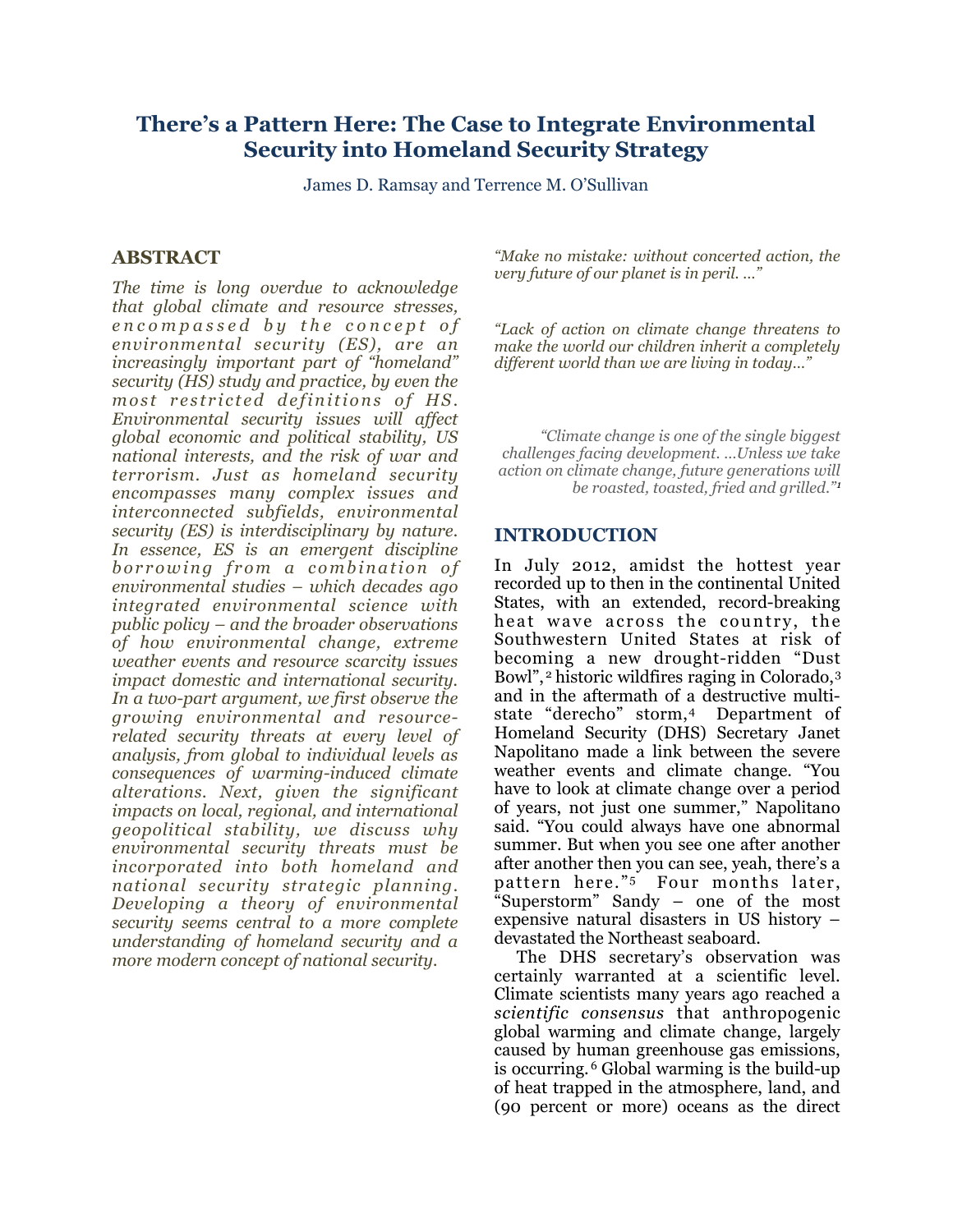# There's a Pattern Here: The Case to Integrate Environmental Security into Homeland Security Strategy

James D. Ramsay and Terrence M. O'Sullivan

## ABSTRACT

*The time is long overdue to acknowledge that global climate and resource stresses, encompassed by the concept of environmental security (ES), are an increasingly important part of "homeland" security (HS) study and practice, by even the most restricted definitions of HS. Environmental security issues will affect global economic and political stability, US national interests, and the risk of war and terrorism. Just as homeland security encompasses many complex issues and interconnected subfields, environmental security (ES) is interdisciplinary by nature. In essence, ES is an emergent discipline borrowing from a combination of environmental studies – which decades ago integrated environmental science with public policy – and the broader observations of how environmental change, extreme weather events and resource scarcity issues impact domestic and international security. In a two-part argument, we first observe the growing environmental and resource-related security threats at every level of analysis, from global to individual levels as consequences of warming-induced climate alterations. Next, given the significant impacts on local, regional, and international geopolitical stability, we discuss why environmental security threats must be incorporated into both homeland and national security strategic planning. Developing a theory of environmental security seems central to a more complete understanding of homeland security and a more modern concept of national security.*

*"Make no mistake: without concerted action, the very future of our planet is in peril. …"*

*"Lack of action on climate change threatens to make the world our children inherit a completely different world than we are living in today…"*

*"Climate change is one of the single biggest challenges facing development. …Unless we take action on climate change, future generations will be roasted, toasted, fried and grilled."*[1]

## INTRODUCTION

In July 2012, amidst the hottest year recorded up to then in the continental United States, with an extended, record-breaking heat wave across the country, the Southwestern United States at risk of becoming a new drought-ridden "Dust Bowl",[2] historic wildfires raging in Colorado,[3] and in the aftermath of a destructive multi-state "derecho" storm,[4] Department of Homeland Security (DHS) Secretary Janet Napolitano made a link between the severe weather events and climate change. "You have to look at climate change over a period of years, not just one summer," Napolitano said. "You could always have one abnormal summer. But when you see one after another after another then you can see, yeah, there's a pattern here."[5] Four months later, "Superstorm" Sandy – one of the most expensive natural disasters in US history – devastated the Northeast seaboard.

The DHS secretary's observation was certainly warranted at a scientific level. Climate scientists many years ago reached a *scientific consensus* that anthropogenic global warming and climate change, largely caused by human greenhouse gas emissions, is occurring.[6] Global warming is the build-up of heat trapped in the atmosphere, land, and (90 percent or more) oceans as the direct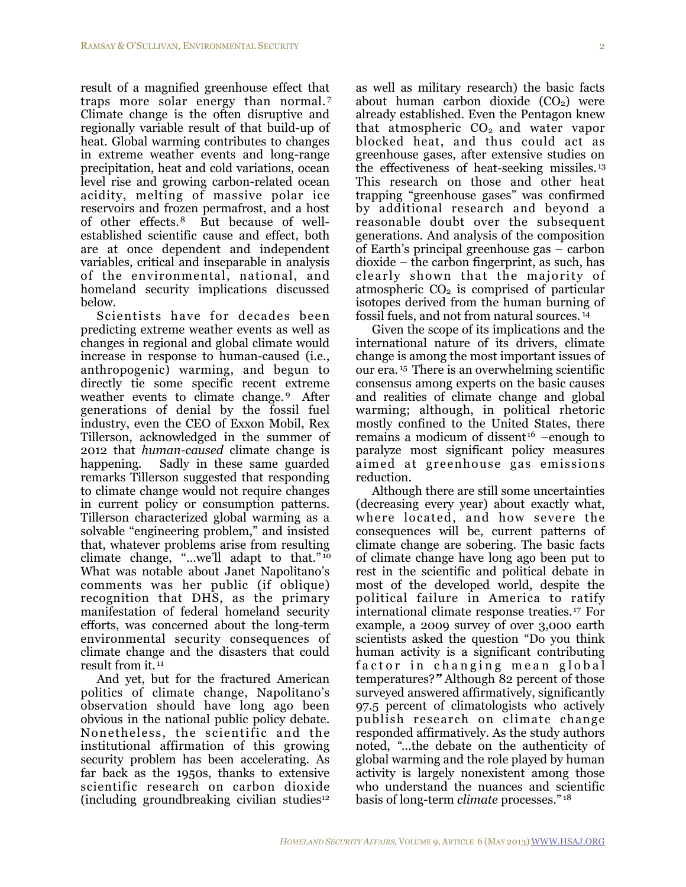result of a magnified greenhouse effect that traps more solar energy than normal.[7] Climate change is the often disruptive and regionally variable result of that build-up of heat. Global warming contributes to changes in extreme weather events and long-range precipitation, heat and cold variations, ocean level rise and growing carbon-related ocean acidity, melting of massive polar ice reservoirs and frozen permafrost, and a host of other effects.[8] But because of well-established scientific cause and effect, both are at once dependent and independent variables, critical and inseparable in analysis of the environmental, national, and homeland security implications discussed below.

Scientists have for decades been predicting extreme weather events as well as changes in regional and global climate would increase in response to human-caused (i.e., anthropogenic) warming, and begun to directly tie some specific recent extreme weather events to climate change.[9] After generations of denial by the fossil fuel industry, even the CEO of Exxon Mobil, Rex Tillerson, acknowledged in the summer of 2012 that *human-caused* climate change is happening. Sadly in these same guarded remarks Tillerson suggested that responding to climate change would not require changes in current policy or consumption patterns. Tillerson characterized global warming as a solvable "engineering problem," and insisted that, whatever problems arise from resulting climate change, "...we'll adapt to that."[10] What was notable about Janet Napolitano's comments was her public (if oblique) recognition that DHS, as the primary manifestation of federal homeland security efforts, was concerned about the long-term environmental security consequences of climate change and the disasters that could result from it.[11]

And yet, but for the fractured American politics of climate change, Napolitano's observation should have long ago been obvious in the national public policy debate. Nonetheless, the scientific and the institutional affirmation of this growing security problem has been accelerating. As far back as the 1950s, thanks to extensive scientific research on carbon dioxide (including groundbreaking civilian studies[12] as well as military research) the basic facts about human carbon dioxide ($CO_2$) were already established. Even the Pentagon knew that atmospheric $CO_2$ and water vapor blocked heat, and thus could act as greenhouse gases, after extensive studies on the effectiveness of heat-seeking missiles.[13] This research on those and other heat trapping "greenhouse gases" was confirmed by additional research and beyond a reasonable doubt over the subsequent generations. And analysis of the composition of Earth's principal greenhouse gas – carbon dioxide – the carbon fingerprint, as such, has clearly shown that the majority of atmospheric $CO_2$ is comprised of particular isotopes derived from the human burning of fossil fuels, and not from natural sources.[14]

Given the scope of its implications and the international nature of its drivers, climate change is among the most important issues of our era.[15] There is an overwhelming scientific consensus among experts on the basic causes and realities of climate change and global warming; although, in political rhetoric mostly confined to the United States, there remains a modicum of dissent[16] –enough to paralyze most significant policy measures aimed at greenhouse gas emissions reduction.

Although there are still some uncertainties (decreasing every year) about exactly what, where located, and how severe the consequences will be, current patterns of climate change are sobering. The basic facts of climate change have long ago been put to rest in the scientific and political debate in most of the developed world, despite the political failure in America to ratify international climate response treaties.[17] For example, a 2009 survey of over 3,000 earth scientists asked the question "Do you think human activity is a significant contributing factor in changing mean global temperatures?*"* Although 82 percent of those surveyed answered affirmatively, significantly 97.5 percent of climatologists who actively publish research on climate change responded affirmatively. As the study authors noted, "...the debate on the authenticity of global warming and the role played by human activity is largely nonexistent among those who understand the nuances and scientific basis of long-term *climate* processes."[18]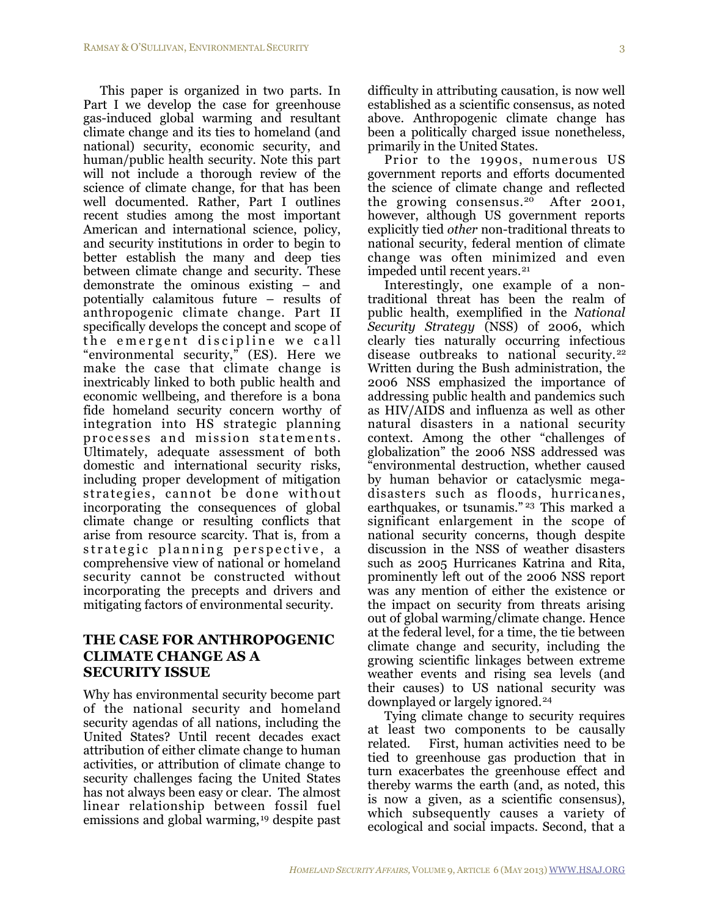This paper is organized in two parts. In Part I we develop the case for greenhouse gas-induced global warming and resultant climate change and its ties to homeland (and national) security, economic security, and human/public health security. Note this part will not include a thorough review of the science of climate change, for that has been well documented. Rather, Part I outlines recent studies among the most important American and international science, policy, and security institutions in order to begin to better establish the many and deep ties between climate change and security. These demonstrate the ominous existing – and potentially calamitous future – results of anthropogenic climate change. Part II specifically develops the concept and scope of the emergent discipline we call "environmental security," (ES). Here we make the case that climate change is inextricably linked to both public health and economic wellbeing, and therefore is a bona fide homeland security concern worthy of integration into HS strategic planning processes and mission statements. Ultimately, adequate assessment of both domestic and international security risks, including proper development of mitigation strategies, cannot be done without incorporating the consequences of global climate change or resulting conflicts that arise from resource scarcity. That is, from a strategic planning perspective, a comprehensive view of national or homeland security cannot be constructed without incorporating the precepts and drivers and mitigating factors of environmental security.

## THE CASE FOR ANTHROPOGENIC CLIMATE CHANGE AS A SECURITY ISSUE

Why has environmental security become part of the national security and homeland security agendas of all nations, including the United States? Until recent decades exact attribution of either climate change to human activities, or attribution of climate change to security challenges facing the United States has not always been easy or clear. The almost linear relationship between fossil fuel emissions and global warming,[19] despite past difficulty in attributing causation, is now well established as a scientific consensus, as noted above. Anthropogenic climate change has been a politically charged issue nonetheless, primarily in the United States.

Prior to the 1990s, numerous US government reports and efforts documented the science of climate change and reflected the growing consensus.[20] After 2001, however, although US government reports explicitly tied *other* non-traditional threats to national security, federal mention of climate change was often minimized and even impeded until recent years.[21]

Interestingly, one example of a non-traditional threat has been the realm of public health, exemplified in the *National Security Strategy* (NSS) of 2006, which clearly ties naturally occurring infectious disease outbreaks to national security.[22] Written during the Bush administration, the 2006 NSS emphasized the importance of addressing public health and pandemics such as HIV/AIDS and influenza as well as other natural disasters in a national security context. Among the other "challenges of globalization" the 2006 NSS addressed was "environmental destruction, whether caused by human behavior or cataclysmic mega-disasters such as floods, hurricanes, earthquakes, or tsunamis."[23] This marked a significant enlargement in the scope of national security concerns, though despite discussion in the NSS of weather disasters such as 2005 Hurricanes Katrina and Rita, prominently left out of the 2006 NSS report was any mention of either the existence or the impact on security from threats arising out of global warming/climate change. Hence at the federal level, for a time, the tie between climate change and security, including the growing scientific linkages between extreme weather events and rising sea levels (and their causes) to US national security was downplayed or largely ignored.[24]

Tying climate change to security requires at least two components to be causally related. First, human activities need to be tied to greenhouse gas production that in turn exacerbates the greenhouse effect and thereby warms the earth (and, as noted, this is now a given, as a scientific consensus), which subsequently causes a variety of ecological and social impacts. Second, that a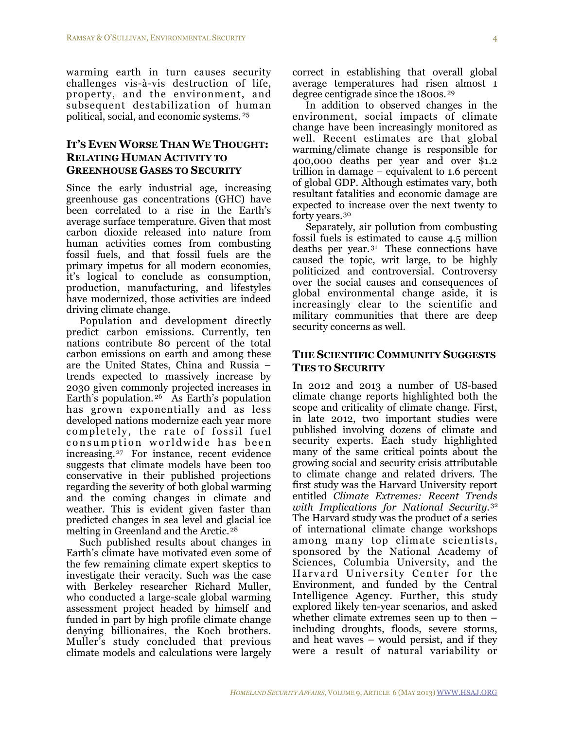warming earth in turn causes security challenges vis-à-vis destruction of life, property, and the environment, and subsequent destabilization of human political, social, and economic systems.[25]

## It's Even Worse Than We Thought: Relating Human Activity to Greenhouse Gases to Security

Since the early industrial age, increasing greenhouse gas concentrations (GHC) have been correlated to a rise in the Earth's average surface temperature. Given that most carbon dioxide released into nature from human activities comes from combusting fossil fuels, and that fossil fuels are the primary impetus for all modern economies, it's logical to conclude as consumption, production, manufacturing, and lifestyles have modernized, those activities are indeed driving climate change.

Population and development directly predict carbon emissions. Currently, ten nations contribute 80 percent of the total carbon emissions on earth and among these are the United States, China and Russia – trends expected to massively increase by 2030 given commonly projected increases in Earth's population.[26] As Earth's population has grown exponentially and as less developed nations modernize each year more completely, the rate of fossil fuel consumption worldwide has been increasing.[27] For instance, recent evidence suggests that climate models have been too conservative in their published projections regarding the severity of both global warming and the coming changes in climate and weather. This is evident given faster than predicted changes in sea level and glacial ice melting in Greenland and the Arctic.[28]

Such published results about changes in Earth's climate have motivated even some of the few remaining climate expert skeptics to investigate their veracity. Such was the case with Berkeley researcher Richard Muller, who conducted a large-scale global warming assessment project headed by himself and funded in part by high profile climate change denying billionaires, the Koch brothers. Muller's study concluded that previous climate models and calculations were largely correct in establishing that overall global average temperatures had risen almost 1 degree centigrade since the 1800s.[29]

In addition to observed changes in the environment, social impacts of climate change have been increasingly monitored as well. Recent estimates are that global warming/climate change is responsible for 400,000 deaths per year and over $1.2 trillion in damage – equivalent to 1.6 percent of global GDP. Although estimates vary, both resultant fatalities and economic damage are expected to increase over the next twenty to forty years.[30]

Separately, air pollution from combusting fossil fuels is estimated to cause 4.5 million deaths per year.[31] These connections have caused the topic, writ large, to be highly politicized and controversial. Controversy over the social causes and consequences of global environmental change aside, it is increasingly clear to the scientific and military communities that there are deep security concerns as well.

## The Scientific Community Suggests Ties to Security

In 2012 and 2013 a number of US-based climate change reports highlighted both the scope and criticality of climate change. First, in late 2012, two important studies were published involving dozens of climate and security experts. Each study highlighted many of the same critical points about the growing social and security crisis attributable to climate change and related drivers. The first study was the Harvard University report entitled *Climate Extremes: Recent Trends with Implications for National Security.*[32] The Harvard study was the product of a series of international climate change workshops among many top climate scientists, sponsored by the National Academy of Sciences, Columbia University, and the Harvard University Center for the Environment, and funded by the Central Intelligence Agency. Further, this study explored likely ten-year scenarios, and asked whether climate extremes seen up to then – including droughts, floods, severe storms, and heat waves – would persist, and if they were a result of natural variability or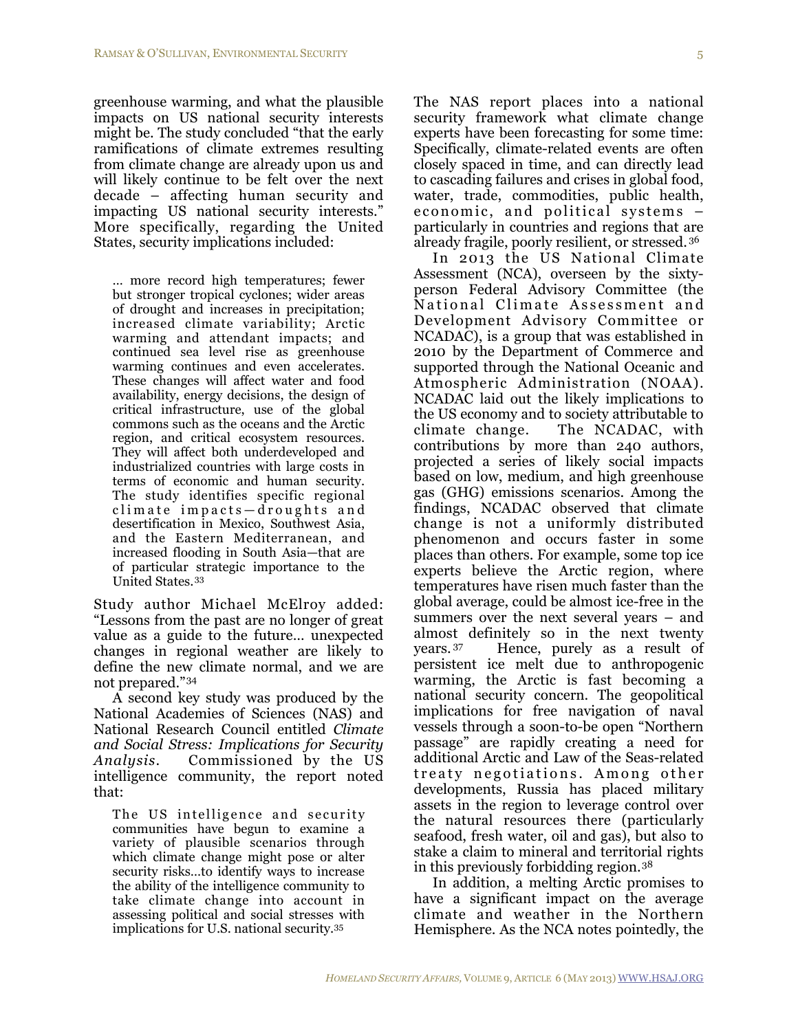greenhouse warming, and what the plausible impacts on US national security interests might be. The study concluded "that the early ramifications of climate extremes resulting from climate change are already upon us and will likely continue to be felt over the next decade – affecting human security and impacting US national security interests." More specifically, regarding the United States, security implications included:

> … more record high temperatures; fewer but stronger tropical cyclones; wider areas of drought and increases in precipitation; increased climate variability; Arctic warming and attendant impacts; and continued sea level rise as greenhouse warming continues and even accelerates. These changes will affect water and food availability, energy decisions, the design of critical infrastructure, use of the global commons such as the oceans and the Arctic region, and critical ecosystem resources. They will affect both underdeveloped and industrialized countries with large costs in terms of economic and human security. The study identifies specific regional climate impacts—droughts and desertification in Mexico, Southwest Asia, and the Eastern Mediterranean, and increased flooding in South Asia—that are of particular strategic importance to the United States.[33]

Study author Michael McElroy added: "Lessons from the past are no longer of great value as a guide to the future… unexpected changes in regional weather are likely to define the new climate normal, and we are not prepared."[34]

A second key study was produced by the National Academies of Sciences (NAS) and National Research Council entitled *Climate and Social Stress: Implications for Security Analysis*. Commissioned by the US intelligence community, the report noted that:

> The US intelligence and security communities have begun to examine a variety of plausible scenarios through which climate change might pose or alter security risks…to identify ways to increase the ability of the intelligence community to take climate change into account in assessing political and social stresses with implications for U.S. national security.[35]

The NAS report places into a national security framework what climate change experts have been forecasting for some time: Specifically, climate-related events are often closely spaced in time, and can directly lead to cascading failures and crises in global food, water, trade, commodities, public health, economic, and political systems – particularly in countries and regions that are already fragile, poorly resilient, or stressed.[36]

In 2013 the US National Climate Assessment (NCA), overseen by the sixty-person Federal Advisory Committee (the National Climate Assessment and Development Advisory Committee or NCADAC), is a group that was established in 2010 by the Department of Commerce and supported through the National Oceanic and Atmospheric Administration (NOAA). NCADAC laid out the likely implications to the US economy and to society attributable to climate change. The NCADAC, with contributions by more than 240 authors, projected a series of likely social impacts based on low, medium, and high greenhouse gas (GHG) emissions scenarios. Among the findings, NCADAC observed that climate change is not a uniformly distributed phenomenon and occurs faster in some places than others. For example, some top ice experts believe the Arctic region, where temperatures have risen much faster than the global average, could be almost ice-free in the summers over the next several years – and almost definitely so in the next twenty years.[37] Hence, purely as a result of persistent ice melt due to anthropogenic warming, the Arctic is fast becoming a national security concern. The geopolitical implications for free navigation of naval vessels through a soon-to-be open "Northern passage" are rapidly creating a need for additional Arctic and Law of the Seas-related treaty negotiations. Among other developments, Russia has placed military assets in the region to leverage control over the natural resources there (particularly seafood, fresh water, oil and gas), but also to stake a claim to mineral and territorial rights in this previously forbidding region.[38]

In addition, a melting Arctic promises to have a significant impact on the average climate and weather in the Northern Hemisphere. As the NCA notes pointedly, the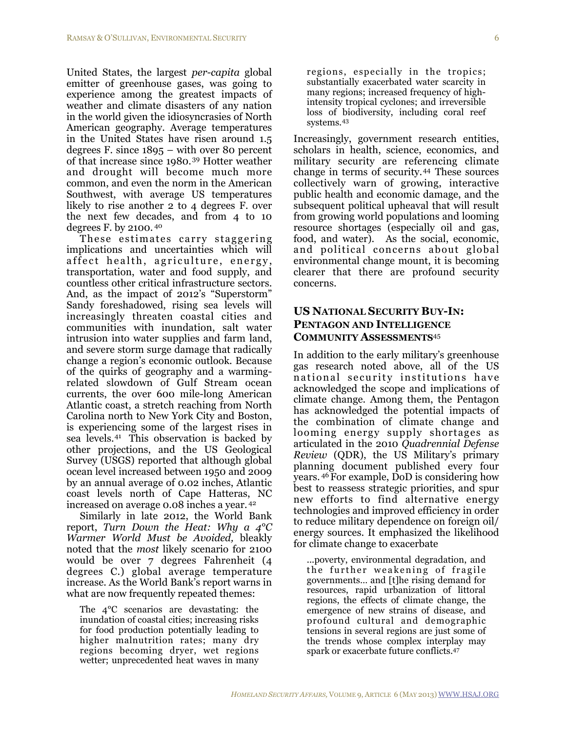United States, the largest *per-capita* global emitter of greenhouse gases, was going to experience among the greatest impacts of weather and climate disasters of any nation in the world given the idiosyncrasies of North American geography. Average temperatures in the United States have risen around 1.5 degrees F. since 1895 – with over 80 percent of that increase since 1980.[39] Hotter weather and drought will become much more common, and even the norm in the American Southwest, with average US temperatures likely to rise another 2 to 4 degrees F. over the next few decades, and from 4 to 10 degrees F. by 2100.[40]

These estimates carry staggering implications and uncertainties which will affect health, agriculture, energy, transportation, water and food supply, and countless other critical infrastructure sectors. And, as the impact of 2012's "Superstorm" Sandy foreshadowed, rising sea levels will increasingly threaten coastal cities and communities with inundation, salt water intrusion into water supplies and farm land, and severe storm surge damage that radically change a region's economic outlook. Because of the quirks of geography and a warming-related slowdown of Gulf Stream ocean currents, the over 600 mile-long American Atlantic coast, a stretch reaching from North Carolina north to New York City and Boston, is experiencing some of the largest rises in sea levels.[41] This observation is backed by other projections, and the US Geological Survey (USGS) reported that although global ocean level increased between 1950 and 2009 by an annual average of 0.02 inches, Atlantic coast levels north of Cape Hatteras, NC increased on average 0.08 inches a year.[42]

Similarly in late 2012, the World Bank report, *Turn Down the Heat: Why a 4°C Warmer World Must be Avoided,* bleakly noted that the *most* likely scenario for 2100 would be over 7 degrees Fahrenheit (4 degrees C.) global average temperature increase. As the World Bank's report warns in what are now frequently repeated themes:

> The 4°C scenarios are devastating: the inundation of coastal cities; increasing risks for food production potentially leading to higher malnutrition rates; many dry regions becoming dryer, wet regions wetter; unprecedented heat waves in many regions, especially in the tropics; substantially exacerbated water scarcity in many regions; increased frequency of high-intensity tropical cyclones; and irreversible loss of biodiversity, including coral reef systems.[43]

Increasingly, government research entities, scholars in health, science, economics, and military security are referencing climate change in terms of security.[44] These sources collectively warn of growing, interactive public health and economic damage, and the subsequent political upheaval that will result from growing world populations and looming resource shortages (especially oil and gas, food, and water). As the social, economic, and political concerns about global environmental change mount, it is becoming clearer that there are profound security concerns.

## US National Security Buy-In: Pentagon and Intelligence Community Assessments[45]

In addition to the early military's greenhouse gas research noted above, all of the US national security institutions have acknowledged the scope and implications of climate change. Among them, the Pentagon has acknowledged the potential impacts of the combination of climate change and looming energy supply shortages as articulated in the 2010 *Quadrennial Defense Review* (QDR), the US Military's primary planning document published every four years.[46] For example, DoD is considering how best to reassess strategic priorities, and spur new efforts to find alternative energy technologies and improved efficiency in order to reduce military dependence on foreign oil/energy sources. It emphasized the likelihood for climate change to exacerbate

> ...poverty, environmental degradation, and the further weakening of fragile governments... and [t]he rising demand for resources, rapid urbanization of littoral regions, the effects of climate change, the emergence of new strains of disease, and profound cultural and demographic tensions in several regions are just some of the trends whose complex interplay may spark or exacerbate future conflicts.[47]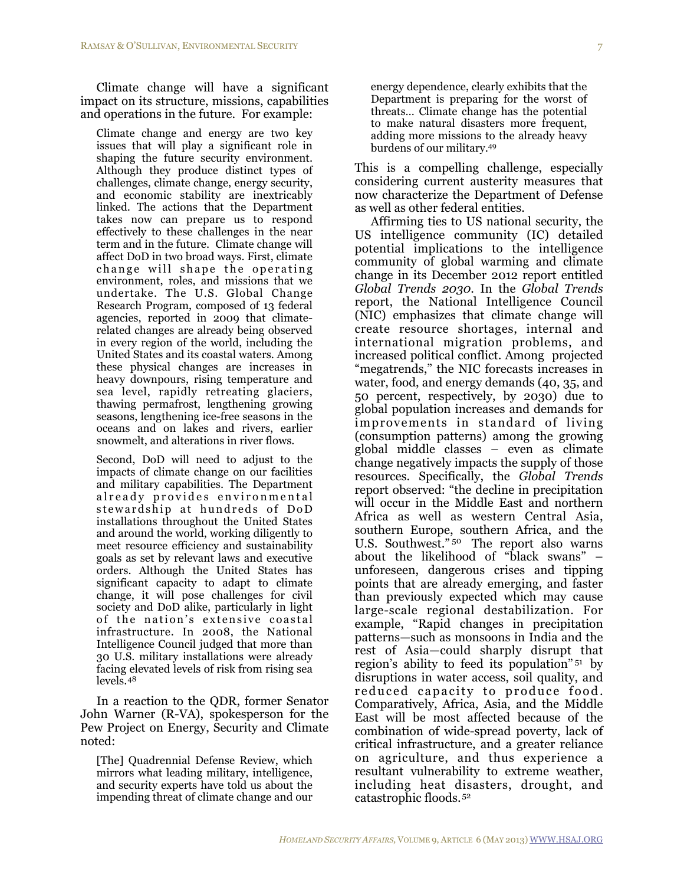Climate change will have a significant impact on its structure, missions, capabilities and operations in the future. For example:

> Climate change and energy are two key issues that will play a significant role in shaping the future security environment. Although they produce distinct types of challenges, climate change, energy security, and economic stability are inextricably linked. The actions that the Department takes now can prepare us to respond effectively to these challenges in the near term and in the future. Climate change will affect DoD in two broad ways. First, climate change will shape the operating environment, roles, and missions that we undertake. The U.S. Global Change Research Program, composed of 13 federal agencies, reported in 2009 that climate-related changes are already being observed in every region of the world, including the United States and its coastal waters. Among these physical changes are increases in heavy downpours, rising temperature and sea level, rapidly retreating glaciers, thawing permafrost, lengthening growing seasons, lengthening ice-free seasons in the oceans and on lakes and rivers, earlier snowmelt, and alterations in river flows.
>
> Second, DoD will need to adjust to the impacts of climate change on our facilities and military capabilities. The Department already provides environmental stewardship at hundreds of DoD installations throughout the United States and around the world, working diligently to meet resource efficiency and sustainability goals as set by relevant laws and executive orders. Although the United States has significant capacity to adapt to climate change, it will pose challenges for civil society and DoD alike, particularly in light of the nation's extensive coastal infrastructure. In 2008, the National Intelligence Council judged that more than 30 U.S. military installations were already facing elevated levels of risk from rising sea levels.[48]

In a reaction to the QDR, former Senator John Warner (R-VA), spokesperson for the Pew Project on Energy, Security and Climate noted:

> [The] Quadrennial Defense Review, which mirrors what leading military, intelligence, and security experts have told us about the impending threat of climate change and our energy dependence, clearly exhibits that the Department is preparing for the worst of threats… Climate change has the potential to make natural disasters more frequent, adding more missions to the already heavy burdens of our military.[49]

This is a compelling challenge, especially considering current austerity measures that now characterize the Department of Defense as well as other federal entities.

Affirming ties to US national security, the US intelligence community (IC) detailed potential implications to the intelligence community of global warming and climate change in its December 2012 report entitled *Global Trends 2030*. In the *Global Trends* report, the National Intelligence Council (NIC) emphasizes that climate change will create resource shortages, internal and international migration problems, and increased political conflict. Among projected "megatrends," the NIC forecasts increases in water, food, and energy demands (40, 35, and 50 percent, respectively, by 2030) due to global population increases and demands for improvements in standard of living (consumption patterns) among the growing global middle classes – even as climate change negatively impacts the supply of those resources. Specifically, the *Global Trends* report observed: "the decline in precipitation will occur in the Middle East and northern Africa as well as western Central Asia, southern Europe, southern Africa, and the U.S. Southwest."[50] The report also warns about the likelihood of "black swans" – unforeseen, dangerous crises and tipping points that are already emerging, and faster than previously expected which may cause large-scale regional destabilization. For example, "Rapid changes in precipitation patterns—such as monsoons in India and the rest of Asia—could sharply disrupt that region's ability to feed its population"[51] by disruptions in water access, soil quality, and reduced capacity to produce food. Comparatively, Africa, Asia, and the Middle East will be most affected because of the combination of wide-spread poverty, lack of critical infrastructure, and a greater reliance on agriculture, and thus experience a resultant vulnerability to extreme weather, including heat disasters, drought, and catastrophic floods.[52]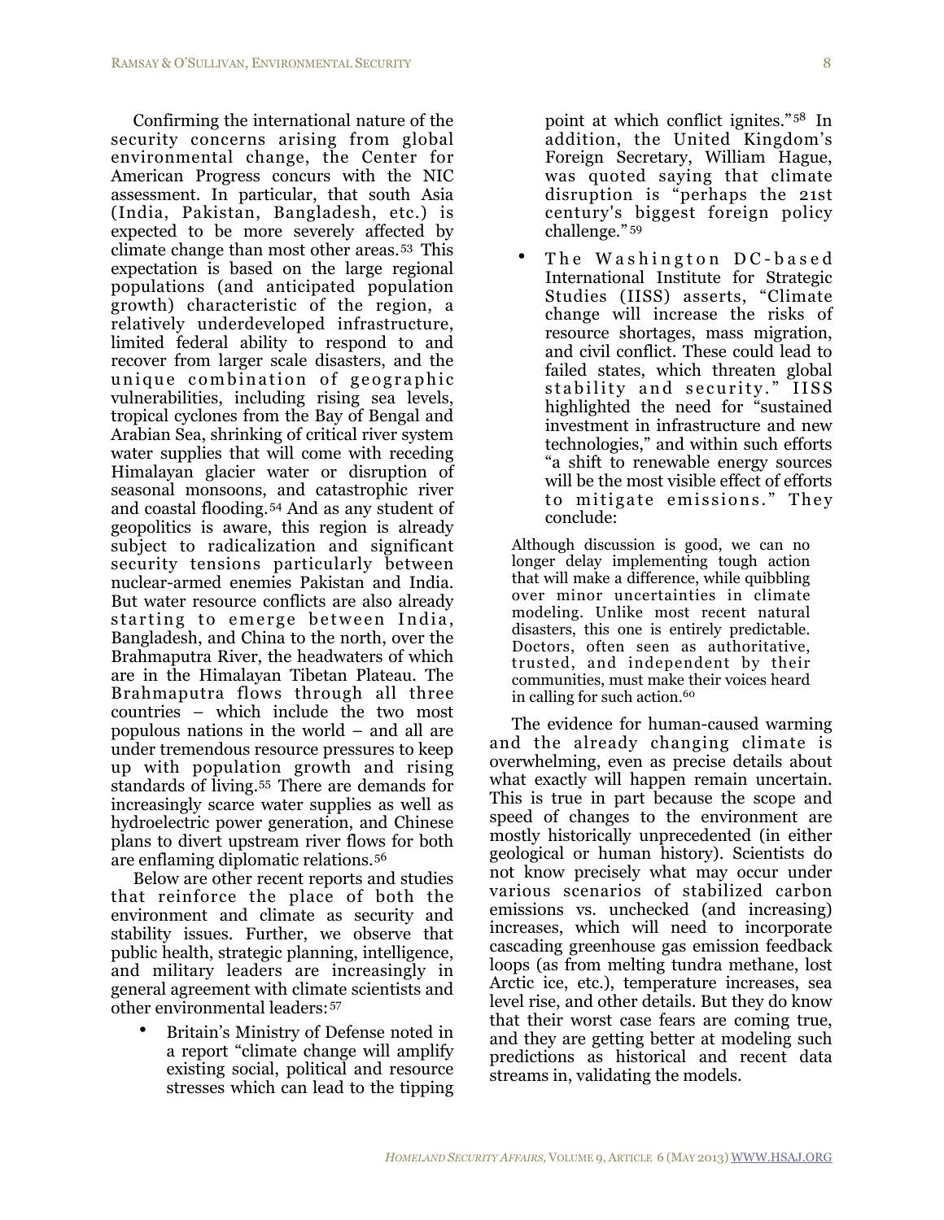Confirming the international nature of the security concerns arising from global environmental change, the Center for American Progress concurs with the NIC assessment. In particular, that south Asia (India, Pakistan, Bangladesh, etc.) is expected to be more severely affected by climate change than most other areas.[53] This expectation is based on the large regional populations (and anticipated population growth) characteristic of the region, a relatively underdeveloped infrastructure, limited federal ability to respond to and recover from larger scale disasters, and the unique combination of geographic vulnerabilities, including rising sea levels, tropical cyclones from the Bay of Bengal and Arabian Sea, shrinking of critical river system water supplies that will come with receding Himalayan glacier water or disruption of seasonal monsoons, and catastrophic river and coastal flooding.[54] And as any student of geopolitics is aware, this region is already subject to radicalization and significant security tensions particularly between nuclear-armed enemies Pakistan and India. But water resource conflicts are also already starting to emerge between India, Bangladesh, and China to the north, over the Brahmaputra River, the headwaters of which are in the Himalayan Tibetan Plateau. The Brahmaputra flows through all three countries – which include the two most populous nations in the world – and all are under tremendous resource pressures to keep up with population growth and rising standards of living.[55] There are demands for increasingly scarce water supplies as well as hydroelectric power generation, and Chinese plans to divert upstream river flows for both are enflaming diplomatic relations.[56]

Below are other recent reports and studies that reinforce the place of both the environment and climate as security and stability issues. Further, we observe that public health, strategic planning, intelligence, and military leaders are increasingly in general agreement with climate scientists and other environmental leaders:[57]

- Britain's Ministry of Defense noted in a report "climate change will amplify existing social, political and resource stresses which can lead to the tipping point at which conflict ignites."[58] In addition, the United Kingdom's Foreign Secretary, William Hague, was quoted saying that climate disruption is "perhaps the 21st century's biggest foreign policy challenge."[59]
- The Washington DC-based International Institute for Strategic Studies (IISS) asserts, "Climate change will increase the risks of resource shortages, mass migration, and civil conflict. These could lead to failed states, which threaten global stability and security." IISS highlighted the need for "sustained investment in infrastructure and new technologies," and within such efforts "a shift to renewable energy sources will be the most visible effect of efforts to mitigate emissions." They conclude:

> Although discussion is good, we can no longer delay implementing tough action that will make a difference, while quibbling over minor uncertainties in climate modeling. Unlike most recent natural disasters, this one is entirely predictable. Doctors, often seen as authoritative, trusted, and independent by their communities, must make their voices heard in calling for such action.[60]

The evidence for human-caused warming and the already changing climate is overwhelming, even as precise details about what exactly will happen remain uncertain. This is true in part because the scope and speed of changes to the environment are mostly historically unprecedented (in either geological or human history). Scientists do not know precisely what may occur under various scenarios of stabilized carbon emissions vs. unchecked (and increasing) increases, which will need to incorporate cascading greenhouse gas emission feedback loops (as from melting tundra methane, lost Arctic ice, etc.), temperature increases, sea level rise, and other details. But they do know that their worst case fears are coming true, and they are getting better at modeling such predictions as historical and recent data streams in, validating the models.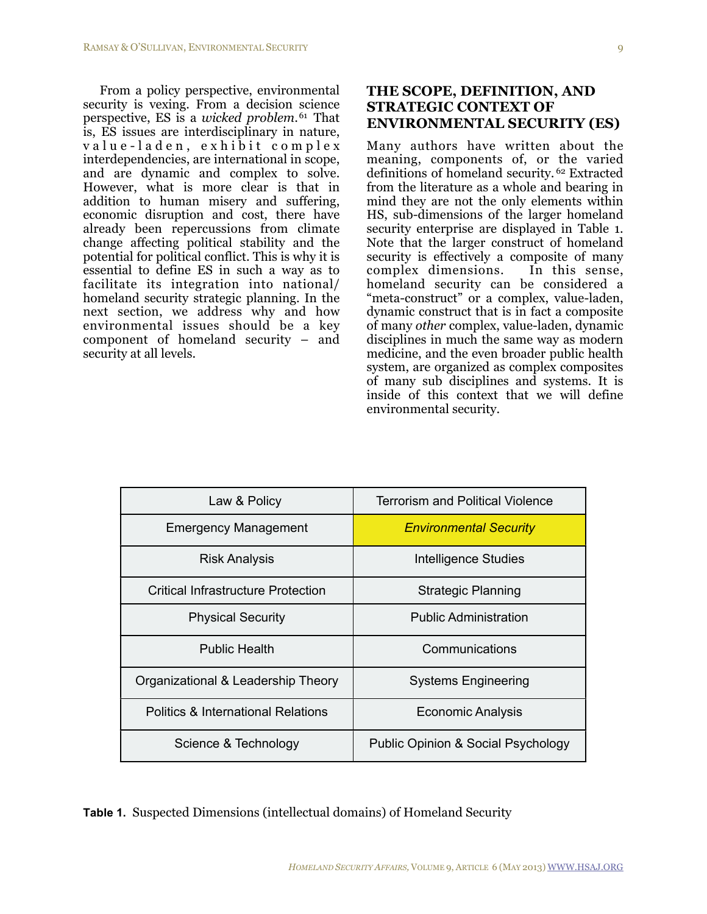From a policy perspective, environmental security is vexing. From a decision science perspective, ES is a *wicked problem*.[61] That is, ES issues are interdisciplinary in nature, value-laden, exhibit complex interdependencies, are international in scope, and are dynamic and complex to solve. However, what is more clear is that in addition to human misery and suffering, economic disruption and cost, there have already been repercussions from climate change affecting political stability and the potential for political conflict. This is why it is essential to define ES in such a way as to facilitate its integration into national/homeland security strategic planning. In the next section, we address why and how environmental issues should be a key component of homeland security – and security at all levels.

## THE SCOPE, DEFINITION, AND STRATEGIC CONTEXT OF ENVIRONMENTAL SECURITY (ES)

Many authors have written about the meaning, components of, or the varied definitions of homeland security.[62] Extracted from the literature as a whole and bearing in mind they are not the only elements within HS, sub-dimensions of the larger homeland security enterprise are displayed in Table 1. Note that the larger construct of homeland security is effectively a composite of many complex dimensions. In this sense, homeland security can be considered a "meta-construct" or a complex, value-laden, dynamic construct that is in fact a composite of many *other* complex, value-laden, dynamic disciplines in much the same way as modern medicine, and the even broader public health system, are organized as complex composites of many sub disciplines and systems. It is inside of this context that we will define environmental security.

| Law & Policy | Terrorism and Political Violence |
|---|---|
| Emergency Management | *Environmental Security* |
| Risk Analysis | Intelligence Studies |
| Critical Infrastructure Protection | Strategic Planning |
| Physical Security | Public Administration |
| Public Health | Communications |
| Organizational & Leadership Theory | Systems Engineering |
| Politics & International Relations | Economic Analysis |
| Science & Technology | Public Opinion & Social Psychology |

**Table 1.** Suspected Dimensions (intellectual domains) of Homeland Security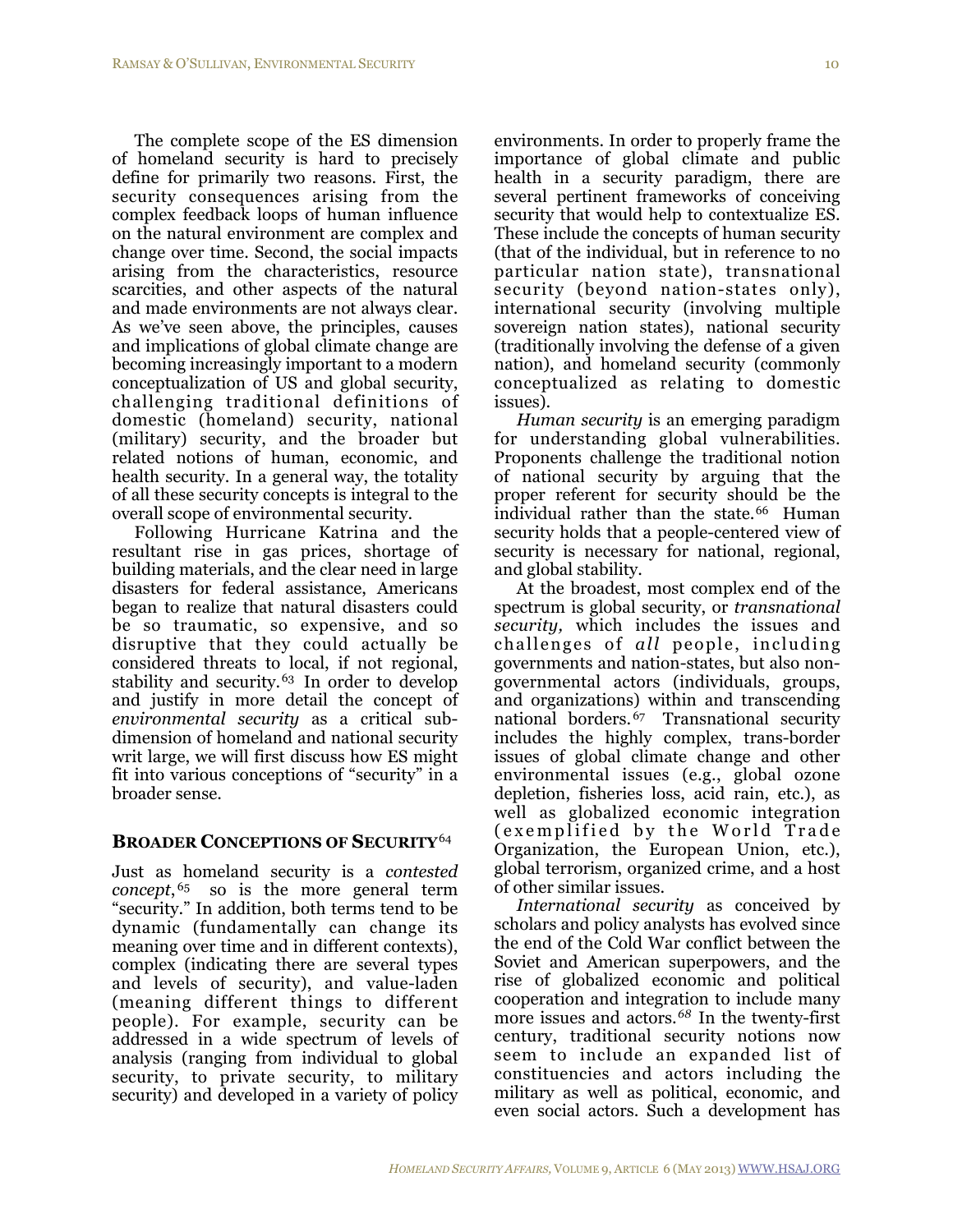The complete scope of the ES dimension of homeland security is hard to precisely define for primarily two reasons. First, the security consequences arising from the complex feedback loops of human influence on the natural environment are complex and change over time. Second, the social impacts arising from the characteristics, resource scarcities, and other aspects of the natural and made environments are not always clear. As we've seen above, the principles, causes and implications of global climate change are becoming increasingly important to a modern conceptualization of US and global security, challenging traditional definitions of domestic (homeland) security, national (military) security, and the broader but related notions of human, economic, and health security. In a general way, the totality of all these security concepts is integral to the overall scope of environmental security.

Following Hurricane Katrina and the resultant rise in gas prices, shortage of building materials, and the clear need in large disasters for federal assistance, Americans began to realize that natural disasters could be so traumatic, so expensive, and so disruptive that they could actually be considered threats to local, if not regional, stability and security.[63] In order to develop and justify in more detail the concept of *environmental security* as a critical sub-dimension of homeland and national security writ large, we will first discuss how ES might fit into various conceptions of "security" in a broader sense.

## BROADER CONCEPTIONS OF SECURITY[64]

Just as homeland security is a *contested concept*,[65] so is the more general term "security." In addition, both terms tend to be dynamic (fundamentally can change its meaning over time and in different contexts), complex (indicating there are several types and levels of security), and value-laden (meaning different things to different people). For example, security can be addressed in a wide spectrum of levels of analysis (ranging from individual to global security, to private security, to military security) and developed in a variety of policy environments. In order to properly frame the importance of global climate and public health in a security paradigm, there are several pertinent frameworks of conceiving security that would help to contextualize ES. These include the concepts of human security (that of the individual, but in reference to no particular nation state), transnational security (beyond nation-states only), international security (involving multiple sovereign nation states), national security (traditionally involving the defense of a given nation), and homeland security (commonly conceptualized as relating to domestic issues).

*Human security* is an emerging paradigm for understanding global vulnerabilities. Proponents challenge the traditional notion of national security by arguing that the proper referent for security should be the individual rather than the state.[66] Human security holds that a people-centered view of security is necessary for national, regional, and global stability.

At the broadest, most complex end of the spectrum is global security, or *transnational security,* which includes the issues and challenges of *all* people, including governments and nation-states, but also non-governmental actors (individuals, groups, and organizations) within and transcending national borders.[67] Transnational security includes the highly complex, trans-border issues of global climate change and other environmental issues (e.g., global ozone depletion, fisheries loss, acid rain, etc.), as well as globalized economic integration (exemplified by the World Trade Organization, the European Union, etc.), global terrorism, organized crime, and a host of other similar issues.

*International security* as conceived by scholars and policy analysts has evolved since the end of the Cold War conflict between the Soviet and American superpowers, and the rise of globalized economic and political cooperation and integration to include many more issues and actors.[68] In the twenty-first century, traditional security notions now seem to include an expanded list of constituencies and actors including the military as well as political, economic, and even social actors. Such a development has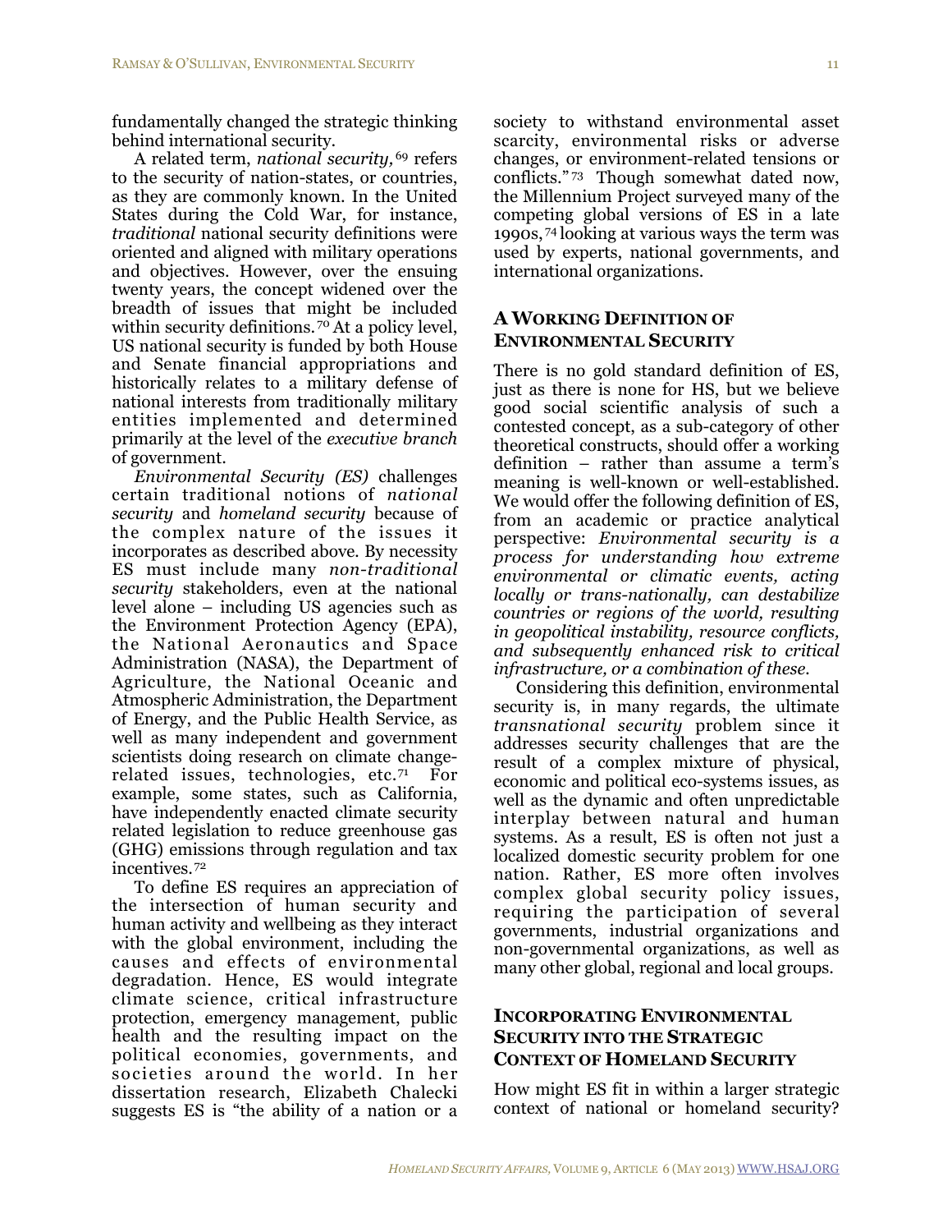fundamentally changed the strategic thinking behind international security.

A related term, *national security,*[69] refers to the security of nation-states, or countries, as they are commonly known. In the United States during the Cold War, for instance, *traditional* national security definitions were oriented and aligned with military operations and objectives. However, over the ensuing twenty years, the concept widened over the breadth of issues that might be included within security definitions.[70] At a policy level, US national security is funded by both House and Senate financial appropriations and historically relates to a military defense of national interests from traditionally military entities implemented and determined primarily at the level of the *executive branch* of government.

*Environmental Security (ES)* challenges certain traditional notions of *national security* and *homeland security* because of the complex nature of the issues it incorporates as described above. By necessity ES must include many *non-traditional security* stakeholders, even at the national level alone – including US agencies such as the Environment Protection Agency (EPA), the National Aeronautics and Space Administration (NASA), the Department of Agriculture, the National Oceanic and Atmospheric Administration, the Department of Energy, and the Public Health Service, as well as many independent and government scientists doing research on climate change-related issues, technologies, etc.[71] For example, some states, such as California, have independently enacted climate security related legislation to reduce greenhouse gas (GHG) emissions through regulation and tax incentives.[72]

To define ES requires an appreciation of the intersection of human security and human activity and wellbeing as they interact with the global environment, including the causes and effects of environmental degradation. Hence, ES would integrate climate science, critical infrastructure protection, emergency management, public health and the resulting impact on the political economies, governments, and societies around the world. In her dissertation research, Elizabeth Chalecki suggests ES is "the ability of a nation or a society to withstand environmental asset scarcity, environmental risks or adverse changes, or environment-related tensions or conflicts."[73] Though somewhat dated now, the Millennium Project surveyed many of the competing global versions of ES in a late 1990s,[74] looking at various ways the term was used by experts, national governments, and international organizations.

## A Working Definition of Environmental Security

There is no gold standard definition of ES, just as there is none for HS, but we believe good social scientific analysis of such a contested concept, as a sub-category of other theoretical constructs, should offer a working definition – rather than assume a term's meaning is well-known or well-established. We would offer the following definition of ES, from an academic or practice analytical perspective: *Environmental security is a process for understanding how extreme environmental or climatic events, acting locally or trans-nationally, can destabilize countries or regions of the world, resulting in geopolitical instability, resource conflicts, and subsequently enhanced risk to critical infrastructure, or a combination of these.*

Considering this definition, environmental security is, in many regards, the ultimate *transnational security* problem since it addresses security challenges that are the result of a complex mixture of physical, economic and political eco-systems issues, as well as the dynamic and often unpredictable interplay between natural and human systems. As a result, ES is often not just a localized domestic security problem for one nation. Rather, ES more often involves complex global security policy issues, requiring the participation of several governments, industrial organizations and non-governmental organizations, as well as many other global, regional and local groups.

## Incorporating Environmental Security into the Strategic Context of Homeland Security

How might ES fit in within a larger strategic context of national or homeland security?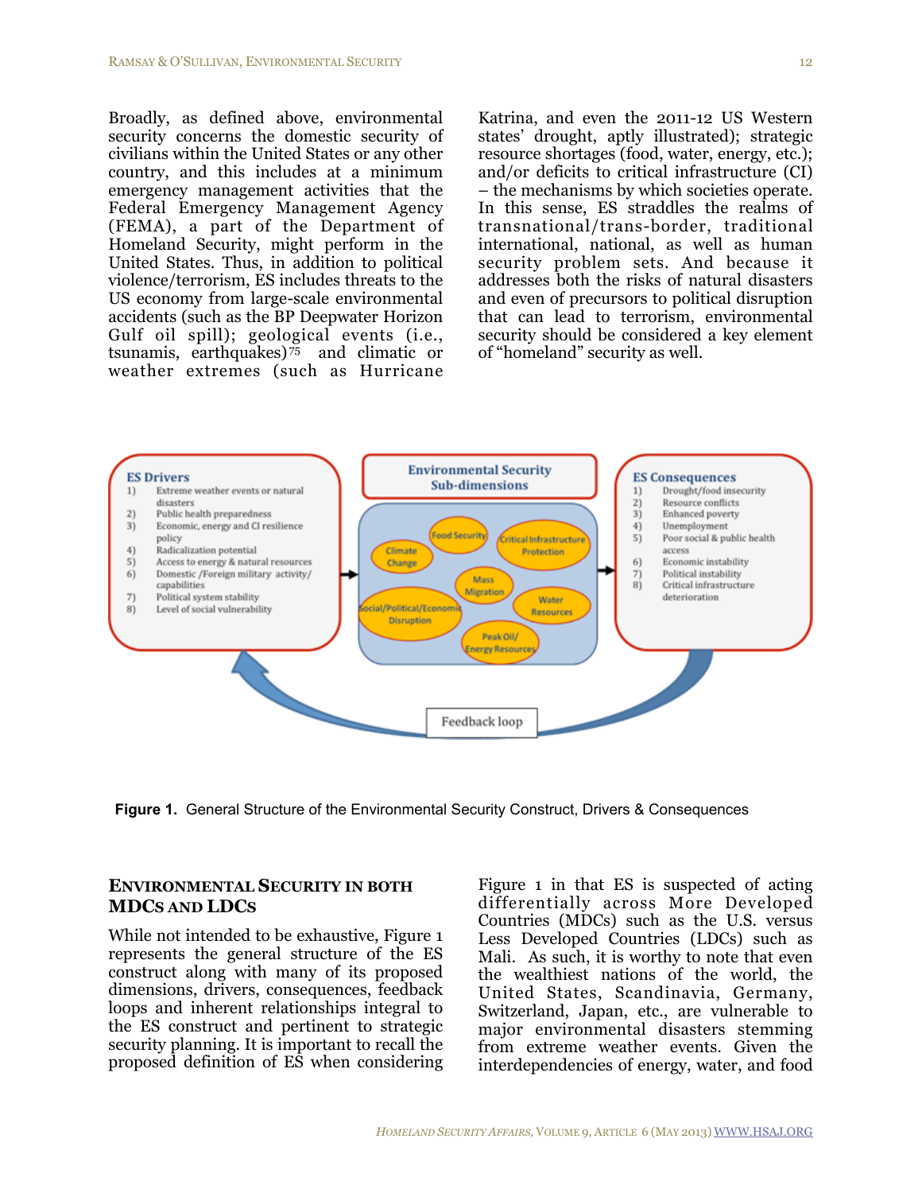Broadly, as defined above, environmental security concerns the domestic security of civilians within the United States or any other country, and this includes at a minimum emergency management activities that the Federal Emergency Management Agency (FEMA), a part of the Department of Homeland Security, might perform in the United States. Thus, in addition to political violence/terrorism, ES includes threats to the US economy from large-scale environmental accidents (such as the BP Deepwater Horizon Gulf oil spill); geological events (i.e., tsunamis, earthquakes)[75] and climatic or weather extremes (such as Hurricane Katrina, and even the 2011-12 US Western states' drought, aptly illustrated); strategic resource shortages (food, water, energy, etc.); and/or deficits to critical infrastructure (CI) – the mechanisms by which societies operate. In this sense, ES straddles the realms of transnational/trans-border, traditional international, national, as well as human security problem sets. And because it addresses both the risks of natural disasters and even of precursors to political disruption that can lead to terrorism, environmental security should be considered a key element of "homeland" security as well.

**ES Drivers**
1) Extreme weather events or natural disasters
2) Public health preparedness
3) Economic, energy and CI resilience policy
4) Radicalization potential
5) Access to energy & natural resources
6) Domestic /Foreign military activity/ capabilities
7) Political system stability
8) Level of social vulnerability

**Environmental Security Sub-dimensions**
Food Security; Climate Change; Critical Infrastructure Protection; Mass Migration; Social/Political/Economic Disruption; Water Resources; Peak Oil/ Energy Resources

**ES Consequences**
1) Drought/food insecurity
2) Resource conflicts
3) Enhanced poverty
4) Unemployment
5) Poor social & public health access
6) Economic instability
7) Political instability
8) Critical infrastructure deterioration

Feedback loop

**Figure 1.** General Structure of the Environmental Security Construct, Drivers & Consequences

## Environmental Security in Both MDCs and LDCs

While not intended to be exhaustive, Figure 1 represents the general structure of the ES construct along with many of its proposed dimensions, drivers, consequences, feedback loops and inherent relationships integral to the ES construct and pertinent to strategic security planning. It is important to recall the proposed definition of ES when considering Figure 1 in that ES is suspected of acting differentially across More Developed Countries (MDCs) such as the U.S. versus Less Developed Countries (LDCs) such as Mali. As such, it is worthy to note that even the wealthiest nations of the world, the United States, Scandinavia, Germany, Switzerland, Japan, etc., are vulnerable to major environmental disasters stemming from extreme weather events. Given the interdependencies of energy, water, and food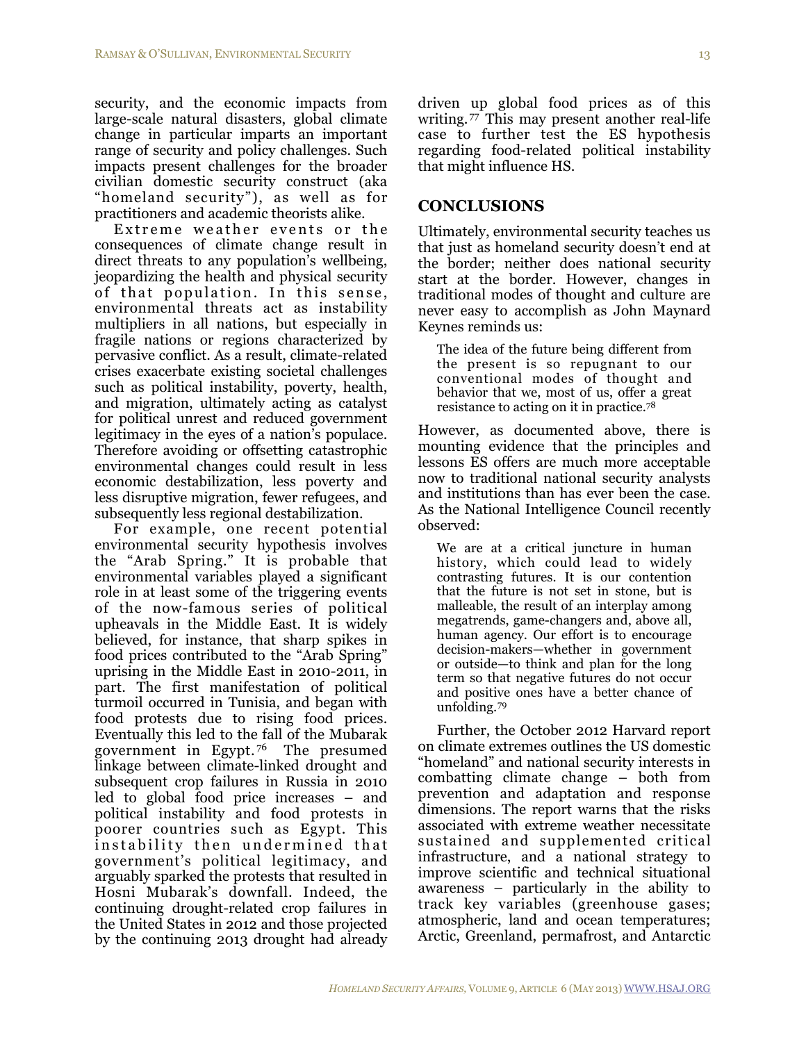security, and the economic impacts from large-scale natural disasters, global climate change in particular imparts an important range of security and policy challenges. Such impacts present challenges for the broader civilian domestic security construct (aka "homeland security"), as well as for practitioners and academic theorists alike.

Extreme weather events or the consequences of climate change result in direct threats to any population's wellbeing, jeopardizing the health and physical security of that population. In this sense, environmental threats act as instability multipliers in all nations, but especially in fragile nations or regions characterized by pervasive conflict. As a result, climate-related crises exacerbate existing societal challenges such as political instability, poverty, health, and migration, ultimately acting as catalyst for political unrest and reduced government legitimacy in the eyes of a nation's populace. Therefore avoiding or offsetting catastrophic environmental changes could result in less economic destabilization, less poverty and less disruptive migration, fewer refugees, and subsequently less regional destabilization.

For example, one recent potential environmental security hypothesis involves the "Arab Spring." It is probable that environmental variables played a significant role in at least some of the triggering events of the now-famous series of political upheavals in the Middle East. It is widely believed, for instance, that sharp spikes in food prices contributed to the "Arab Spring" uprising in the Middle East in 2010-2011, in part. The first manifestation of political turmoil occurred in Tunisia, and began with food protests due to rising food prices. Eventually this led to the fall of the Mubarak government in Egypt.[76] The presumed linkage between climate-linked drought and subsequent crop failures in Russia in 2010 led to global food price increases – and political instability and food protests in poorer countries such as Egypt. This instability then undermined that government's political legitimacy, and arguably sparked the protests that resulted in Hosni Mubarak's downfall. Indeed, the continuing drought-related crop failures in the United States in 2012 and those projected by the continuing 2013 drought had already driven up global food prices as of this writing.[77] This may present another real-life case to further test the ES hypothesis regarding food-related political instability that might influence HS.

## CONCLUSIONS

Ultimately, environmental security teaches us that just as homeland security doesn't end at the border; neither does national security start at the border. However, changes in traditional modes of thought and culture are never easy to accomplish as John Maynard Keynes reminds us:

> The idea of the future being different from the present is so repugnant to our conventional modes of thought and behavior that we, most of us, offer a great resistance to acting on it in practice.[78]

However, as documented above, there is mounting evidence that the principles and lessons ES offers are much more acceptable now to traditional national security analysts and institutions than has ever been the case. As the National Intelligence Council recently observed:

> We are at a critical juncture in human history, which could lead to widely contrasting futures. It is our contention that the future is not set in stone, but is malleable, the result of an interplay among megatrends, game-changers and, above all, human agency. Our effort is to encourage decision-makers—whether in government or outside—to think and plan for the long term so that negative futures do not occur and positive ones have a better chance of unfolding.[79]

Further, the October 2012 Harvard report on climate extremes outlines the US domestic "homeland" and national security interests in combatting climate change – both from prevention and adaptation and response dimensions. The report warns that the risks associated with extreme weather necessitate sustained and supplemented critical infrastructure, and a national strategy to improve scientific and technical situational awareness – particularly in the ability to track key variables (greenhouse gases; atmospheric, land and ocean temperatures; Arctic, Greenland, permafrost, and Antarctic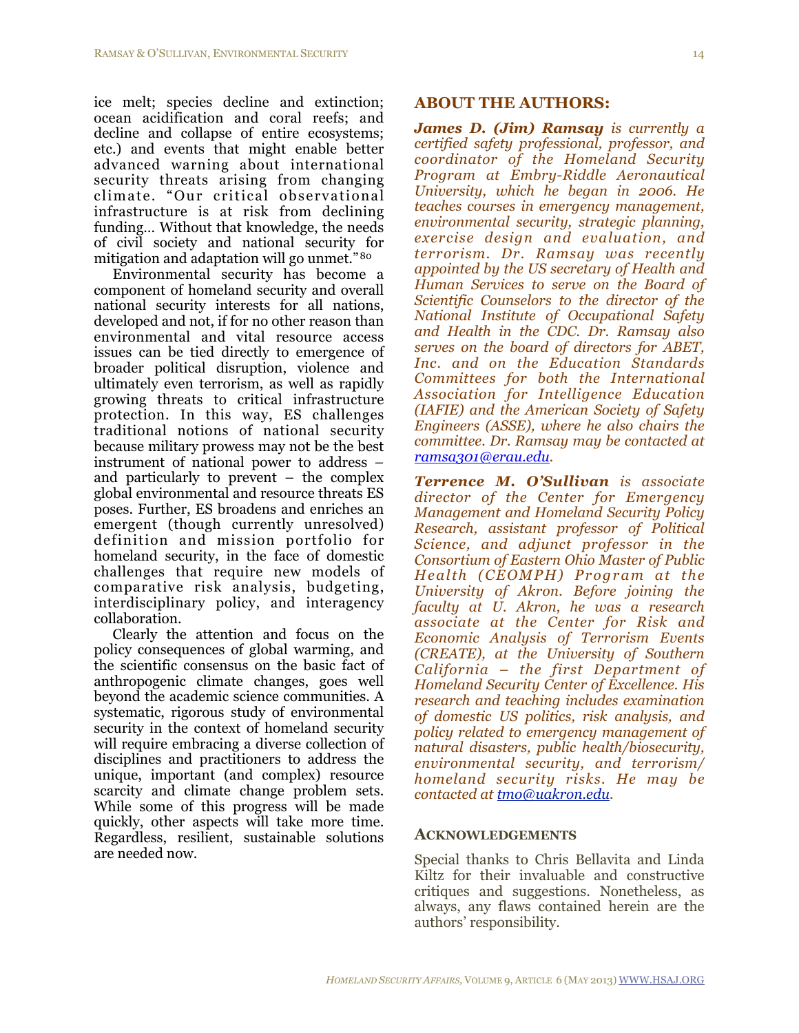ice melt; species decline and extinction; ocean acidification and coral reefs; and decline and collapse of entire ecosystems; etc.) and events that might enable better advanced warning about international security threats arising from changing climate. "Our critical observational infrastructure is at risk from declining funding… Without that knowledge, the needs of civil society and national security for mitigation and adaptation will go unmet."[80]

Environmental security has become a component of homeland security and overall national security interests for all nations, developed and not, if for no other reason than environmental and vital resource access issues can be tied directly to emergence of broader political disruption, violence and ultimately even terrorism, as well as rapidly growing threats to critical infrastructure protection. In this way, ES challenges traditional notions of national security because military prowess may not be the best instrument of national power to address – and particularly to prevent – the complex global environmental and resource threats ES poses. Further, ES broadens and enriches an emergent (though currently unresolved) definition and mission portfolio for homeland security, in the face of domestic challenges that require new models of comparative risk analysis, budgeting, interdisciplinary policy, and interagency collaboration.

Clearly the attention and focus on the policy consequences of global warming, and the scientific consensus on the basic fact of anthropogenic climate changes, goes well beyond the academic science communities. A systematic, rigorous study of environmental security in the context of homeland security will require embracing a diverse collection of disciplines and practitioners to address the unique, important (and complex) resource scarcity and climate change problem sets. While some of this progress will be made quickly, other aspects will take more time. Regardless, resilient, sustainable solutions are needed now.

## ABOUT THE AUTHORS:

***James D. (Jim) Ramsay*** *is currently a certified safety professional, professor, and coordinator of the Homeland Security Program at Embry-Riddle Aeronautical University, which he began in 2006. He teaches courses in emergency management, environmental security, strategic planning, exercise design and evaluation, and terrorism. Dr. Ramsay was recently appointed by the US secretary of Health and Human Services to serve on the Board of Scientific Counselors to the director of the National Institute of Occupational Safety and Health in the CDC. Dr. Ramsay also serves on the board of directors for ABET, Inc. and on the Education Standards Committees for both the International Association for Intelligence Education (IAFIE) and the American Society of Safety Engineers (ASSE), where he also chairs the committee. Dr. Ramsay may be contacted at ramsa301@erau.edu.*

***Terrence M. O'Sullivan*** *is associate director of the Center for Emergency Management and Homeland Security Policy Research, assistant professor of Political Science, and adjunct professor in the Consortium of Eastern Ohio Master of Public Health (CEOMPH) Program at the University of Akron. Before joining the faculty at U. Akron, he was a research associate at the Center for Risk and Economic Analysis of Terrorism Events (CREATE), at the University of Southern California – the first Department of Homeland Security Center of Excellence. His research and teaching includes examination of domestic US politics, risk analysis, and policy related to emergency management of natural disasters, public health/biosecurity, environmental security, and terrorism/ homeland security risks. He may be contacted at tmo@uakron.edu.*

### ACKNOWLEDGEMENTS

Special thanks to Chris Bellavita and Linda Kiltz for their invaluable and constructive critiques and suggestions. Nonetheless, as always, any flaws contained herein are the authors' responsibility.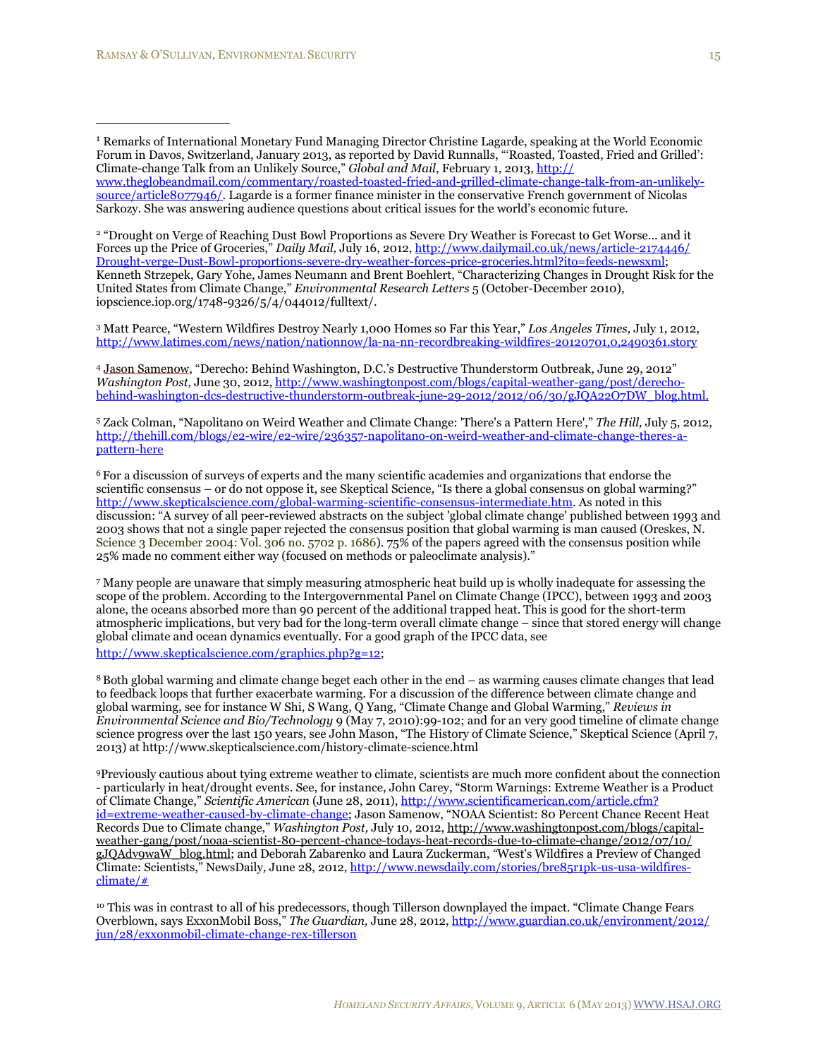[1] Remarks of International Monetary Fund Managing Director Christine Lagarde, speaking at the World Economic Forum in Davos, Switzerland, January 2013, as reported by David Runnalls, "'Roasted, Toasted, Fried and Grilled': Climate-change Talk from an Unlikely Source," *Global and Mail*, February 1, 2013, http://www.theglobeandmail.com/commentary/roasted-toasted-fried-and-grilled-climate-change-talk-from-an-unlikely-source/article8077946/. Lagarde is a former finance minister in the conservative French government of Nicolas Sarkozy. She was answering audience questions about critical issues for the world's economic future.

[2] "Drought on Verge of Reaching Dust Bowl Proportions as Severe Dry Weather is Forecast to Get Worse… and it Forces up the Price of Groceries," *Daily Mail,* July 16, 2012, http://www.dailymail.co.uk/news/article-2174446/Drought-verge-Dust-Bowl-proportions-severe-dry-weather-forces-price-groceries.html?ito=feeds-newsxml; Kenneth Strzepek, Gary Yohe, James Neumann and Brent Boehlert, "Characterizing Changes in Drought Risk for the United States from Climate Change," *Environmental Research Letters* 5 (October-December 2010), iopscience.iop.org/1748-9326/5/4/044012/fulltext/.

[3] Matt Pearce, "Western Wildfires Destroy Nearly 1,000 Homes so Far this Year," *Los Angeles Times,* July 1, 2012, http://www.latimes.com/news/nation/nationnow/la-na-nn-recordbreaking-wildfires-20120701,0,2490361.story

[4] Jason Samenow, "Derecho: Behind Washington, D.C.'s Destructive Thunderstorm Outbreak, June 29, 2012" *Washington Post,* June 30, 2012, http://www.washingtonpost.com/blogs/capital-weather-gang/post/derecho-behind-washington-dcs-destructive-thunderstorm-outbreak-june-29-2012/2012/06/30/gJQA22O7DW_blog.html.

[5] Zack Colman, "Napolitano on Weird Weather and Climate Change: 'There's a Pattern Here'," *The Hill,* July 5, 2012, http://thehill.com/blogs/e2-wire/e2-wire/236357-napolitano-on-weird-weather-and-climate-change-theres-a-pattern-here

[6] For a discussion of surveys of experts and the many scientific academies and organizations that endorse the scientific consensus – or do not oppose it, see Skeptical Science, "Is there a global consensus on global warming?" http://www.skepticalscience.com/global-warming-scientific-consensus-intermediate.htm. As noted in this discussion: "A survey of all peer-reviewed abstracts on the subject 'global climate change' published between 1993 and 2003 shows that not a single paper rejected the consensus position that global warming is man caused (Oreskes, N. Science 3 December 2004: Vol. 306 no. 5702 p. 1686). 75% of the papers agreed with the consensus position while 25% made no comment either way (focused on methods or paleoclimate analysis)."

[7] Many people are unaware that simply measuring atmospheric heat build up is wholly inadequate for assessing the scope of the problem. According to the Intergovernmental Panel on Climate Change (IPCC), between 1993 and 2003 alone, the oceans absorbed more than 90 percent of the additional trapped heat. This is good for the short-term atmospheric implications, but very bad for the long-term overall climate change – since that stored energy will change global climate and ocean dynamics eventually. For a good graph of the IPCC data, see http://www.skepticalscience.com/graphics.php?g=12;

[8] Both global warming and climate change beget each other in the end – as warming causes climate changes that lead to feedback loops that further exacerbate warming. For a discussion of the difference between climate change and global warming, see for instance W Shi, S Wang, Q Yang, "Climate Change and Global Warming," *Reviews in Environmental Science and Bio/Technology* 9 (May 7, 2010):99-102; and for an very good timeline of climate change science progress over the last 150 years, see John Mason, "The History of Climate Science," Skeptical Science (April 7, 2013) at http://www.skepticalscience.com/history-climate-science.html

[9] Previously cautious about tying extreme weather to climate, scientists are much more confident about the connection - particularly in heat/drought events. See, for instance, John Carey, "Storm Warnings: Extreme Weather is a Product of Climate Change," *Scientific American* (June 28, 2011), http://www.scientificamerican.com/article.cfm?id=extreme-weather-caused-by-climate-change; Jason Samenow, "NOAA Scientist: 80 Percent Chance Recent Heat Records Due to Climate change," *Washington Post,* July 10, 2012, http://www.washingtonpost.com/blogs/capital-weather-gang/post/noaa-scientist-80-percent-chance-todays-heat-records-due-to-climate-change/2012/07/10/gJQAdv9waW_blog.html; and Deborah Zabarenko and Laura Zuckerman, "West's Wildfires a Preview of Changed Climate: Scientists," NewsDaily*,* June 28, 2012, http://www.newsdaily.com/stories/bre85r1pk-us-usa-wildfires-climate/#

[10] This was in contrast to all of his predecessors, though Tillerson downplayed the impact. "Climate Change Fears Overblown, says ExxonMobil Boss," *The Guardian,* June 28, 2012, http://www.guardian.co.uk/environment/2012/jun/28/exxonmobil-climate-change-rex-tillerson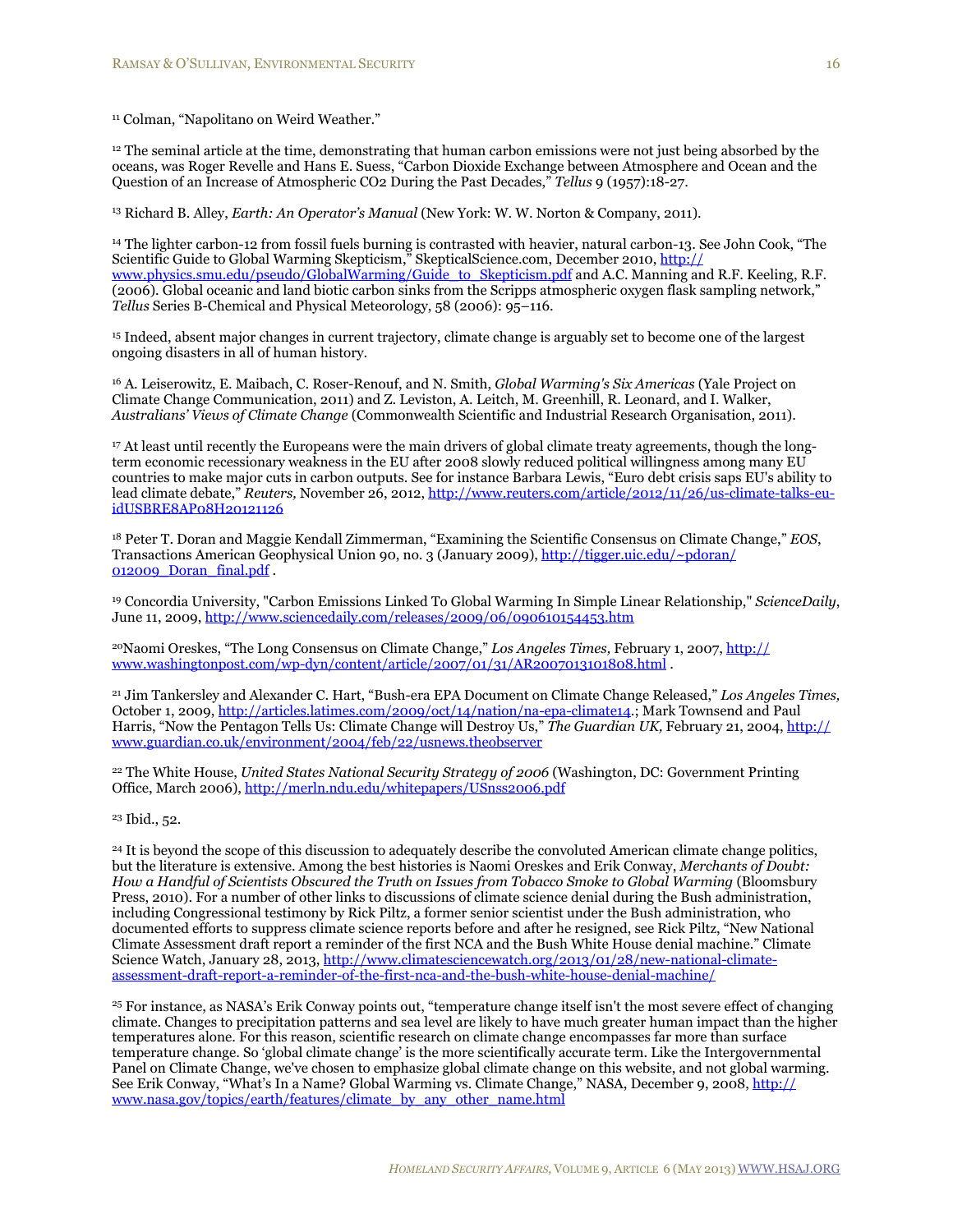[11] Colman, "Napolitano on Weird Weather."

[12] The seminal article at the time, demonstrating that human carbon emissions were not just being absorbed by the oceans, was Roger Revelle and Hans E. Suess, "Carbon Dioxide Exchange between Atmosphere and Ocean and the Question of an Increase of Atmospheric CO2 During the Past Decades," *Tellus* 9 (1957):18-27.

[13] Richard B. Alley, *Earth: An Operator's Manual* (New York: W. W. Norton & Company, 2011).

[14] The lighter carbon-12 from fossil fuels burning is contrasted with heavier, natural carbon-13. See John Cook, "The Scientific Guide to Global Warming Skepticism," SkepticalScience.com, December 2010, http://www.physics.smu.edu/pseudo/GlobalWarming/Guide_to_Skepticism.pdf and A.C. Manning and R.F. Keeling, R.F. (2006). Global oceanic and land biotic carbon sinks from the Scripps atmospheric oxygen flask sampling network," *Tellus* Series B-Chemical and Physical Meteorology, 58 (2006): 95–116.

[15] Indeed, absent major changes in current trajectory, climate change is arguably set to become one of the largest ongoing disasters in all of human history.

[16] A. Leiserowitz, E. Maibach, C. Roser-Renouf, and N. Smith, *Global Warming's Six Americas* (Yale Project on Climate Change Communication, 2011) and Z. Leviston, A. Leitch, M. Greenhill, R. Leonard, and I. Walker, *Australians' Views of Climate Change* (Commonwealth Scientific and Industrial Research Organisation, 2011).

[17] At least until recently the Europeans were the main drivers of global climate treaty agreements, though the long-term economic recessionary weakness in the EU after 2008 slowly reduced political willingness among many EU countries to make major cuts in carbon outputs. See for instance Barbara Lewis, "Euro debt crisis saps EU's ability to lead climate debate," *Reuters,* November 26, 2012, http://www.reuters.com/article/2012/11/26/us-climate-talks-eu-idUSBRE8AP08H20121126

[18] Peter T. Doran and Maggie Kendall Zimmerman, "Examining the Scientific Consensus on Climate Change," *EOS*, Transactions American Geophysical Union 90, no. 3 (January 2009), http://tigger.uic.edu/~pdoran/012009_Doran_final.pdf .

[19] Concordia University, "Carbon Emissions Linked To Global Warming In Simple Linear Relationship," *ScienceDaily*, June 11, 2009, http://www.sciencedaily.com/releases/2009/06/090610154453.htm

[20] Naomi Oreskes, "The Long Consensus on Climate Change," *Los Angeles Times,* February 1, 2007, http://www.washingtonpost.com/wp-dyn/content/article/2007/01/31/AR2007013101808.html .

[21] Jim Tankersley and Alexander C. Hart, "Bush-era EPA Document on Climate Change Released," *Los Angeles Times,* October 1, 2009, http://articles.latimes.com/2009/oct/14/nation/na-epa-climate14.; Mark Townsend and Paul Harris, "Now the Pentagon Tells Us: Climate Change will Destroy Us," *The Guardian UK,* February 21, 2004, http://www.guardian.co.uk/environment/2004/feb/22/usnews.theobserver

[22] The White House, *United States National Security Strategy of 2006* (Washington, DC: Government Printing Office, March 2006), http://merln.ndu.edu/whitepapers/USnss2006.pdf

[23] Ibid., 52.

[24] It is beyond the scope of this discussion to adequately describe the convoluted American climate change politics, but the literature is extensive. Among the best histories is Naomi Oreskes and Erik Conway, *Merchants of Doubt: How a Handful of Scientists Obscured the Truth on Issues from Tobacco Smoke to Global Warming* (Bloomsbury Press, 2010). For a number of other links to discussions of climate science denial during the Bush administration, including Congressional testimony by Rick Piltz, a former senior scientist under the Bush administration, who documented efforts to suppress climate science reports before and after he resigned, see Rick Piltz, "New National Climate Assessment draft report a reminder of the first NCA and the Bush White House denial machine." Climate Science Watch, January 28, 2013, http://www.climatesciencewatch.org/2013/01/28/new-national-climate-assessment-draft-report-a-reminder-of-the-first-nca-and-the-bush-white-house-denial-machine/

[25] For instance, as NASA's Erik Conway points out, "temperature change itself isn't the most severe effect of changing climate. Changes to precipitation patterns and sea level are likely to have much greater human impact than the higher temperatures alone. For this reason, scientific research on climate change encompasses far more than surface temperature change. So 'global climate change' is the more scientifically accurate term. Like the Intergovernmental Panel on Climate Change, we've chosen to emphasize global climate change on this website, and not global warming. See Erik Conway, "What's In a Name? Global Warming vs. Climate Change," NASA, December 9, 2008, http://www.nasa.gov/topics/earth/features/climate_by_any_other_name.html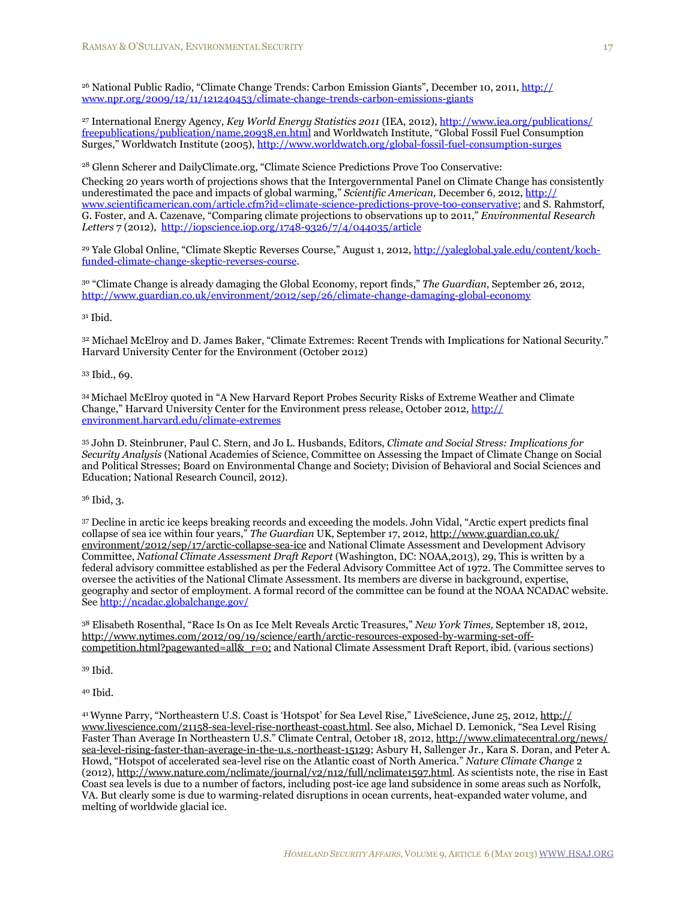[26] National Public Radio, "Climate Change Trends: Carbon Emission Giants", December 10, 2011, http://www.npr.org/2009/12/11/121240453/climate-change-trends-carbon-emissions-giants

[27] International Energy Agency, *Key World Energy Statistics 2011* (IEA, 2012), http://www.iea.org/publications/freepublications/publication/name,20938,en.html and Worldwatch Institute, "Global Fossil Fuel Consumption Surges," Worldwatch Institute (2005), http://www.worldwatch.org/global-fossil-fuel-consumption-surges

[28] Glenn Scherer and DailyClimate.org, "Climate Science Predictions Prove Too Conservative:

Checking 20 years worth of projections shows that the Intergovernmental Panel on Climate Change has consistently underestimated the pace and impacts of global warming," *Scientific American,* December 6, 2012, http://www.scientificamerican.com/article.cfm?id=climate-science-predictions-prove-too-conservative; and S. Rahmstorf, G. Foster, and A. Cazenave, "Comparing climate projections to observations up to 2011," *Environmental Research Letters* 7 (2012), http://iopscience.iop.org/1748-9326/7/4/044035/article

[29] Yale Global Online, "Climate Skeptic Reverses Course," August 1, 2012, http://yaleglobal.yale.edu/content/koch-funded-climate-change-skeptic-reverses-course.

[30] "Climate Change is already damaging the Global Economy, report finds," *The Guardian*, September 26, 2012, http://www.guardian.co.uk/environment/2012/sep/26/climate-change-damaging-global-economy

[31] Ibid.

[32] Michael McElroy and D. James Baker, "Climate Extremes: Recent Trends with Implications for National Security." Harvard University Center for the Environment (October 2012)

[33] Ibid., 69.

[34] Michael McElroy quoted in "A New Harvard Report Probes Security Risks of Extreme Weather and Climate Change," Harvard University Center for the Environment press release, October 2012, http://environment.harvard.edu/climate-extremes

[35] John D. Steinbruner, Paul C. Stern, and Jo L. Husbands, Editors, *Climate and Social Stress: Implications for Security Analysis* (National Academies of Science, Committee on Assessing the Impact of Climate Change on Social and Political Stresses; Board on Environmental Change and Society; Division of Behavioral and Social Sciences and Education; National Research Council, 2012).

[36] Ibid, 3.

[37] Decline in arctic ice keeps breaking records and exceeding the models. John Vidal, "Arctic expert predicts final collapse of sea ice within four years," *The Guardian* UK, September 17, 2012, http://www.guardian.co.uk/environment/2012/sep/17/arctic-collapse-sea-ice and National Climate Assessment and Development Advisory Committee, *National Climate Assessment Draft Report* (Washington, DC: NOAA,2013), 29, This is written by a federal advisory committee established as per the Federal Advisory Committee Act of 1972. The Committee serves to oversee the activities of the National Climate Assessment. Its members are diverse in background, expertise, geography and sector of employment. A formal record of the committee can be found at the NOAA NCADAC website. See http://ncadac.globalchange.gov/

[38] Elisabeth Rosenthal, "Race Is On as Ice Melt Reveals Arctic Treasures," *New York Times,* September 18, 2012, http://www.nytimes.com/2012/09/19/science/earth/arctic-resources-exposed-by-warming-set-off-competition.html?pagewanted=all&_r=0; and National Climate Assessment Draft Report, ibid. (various sections)

[39] Ibid.

[40] Ibid.

[41] Wynne Parry, "Northeastern U.S. Coast is 'Hotspot' for Sea Level Rise," LiveScience, June 25, 2012, http://www.livescience.com/21158-sea-level-rise-northeast-coast.html. See also, Michael D. Lemonick, "Sea Level Rising Faster Than Average In Northeastern U.S." Climate Central, October 18, 2012, http://www.climatecentral.org/news/sea-level-rising-faster-than-average-in-the-u.s.-northeast-15129; Asbury H, Sallenger Jr., Kara S. Doran, and Peter A. Howd, "Hotspot of accelerated sea-level rise on the Atlantic coast of North America." *Nature Climate Change* 2 (2012), http://www.nature.com/nclimate/journal/v2/n12/full/nclimate1597.html. As scientists note, the rise in East Coast sea levels is due to a number of factors, including post-ice age land subsidence in some areas such as Norfolk, VA. But clearly some is due to warming-related disruptions in ocean currents, heat-expanded water volume, and melting of worldwide glacial ice.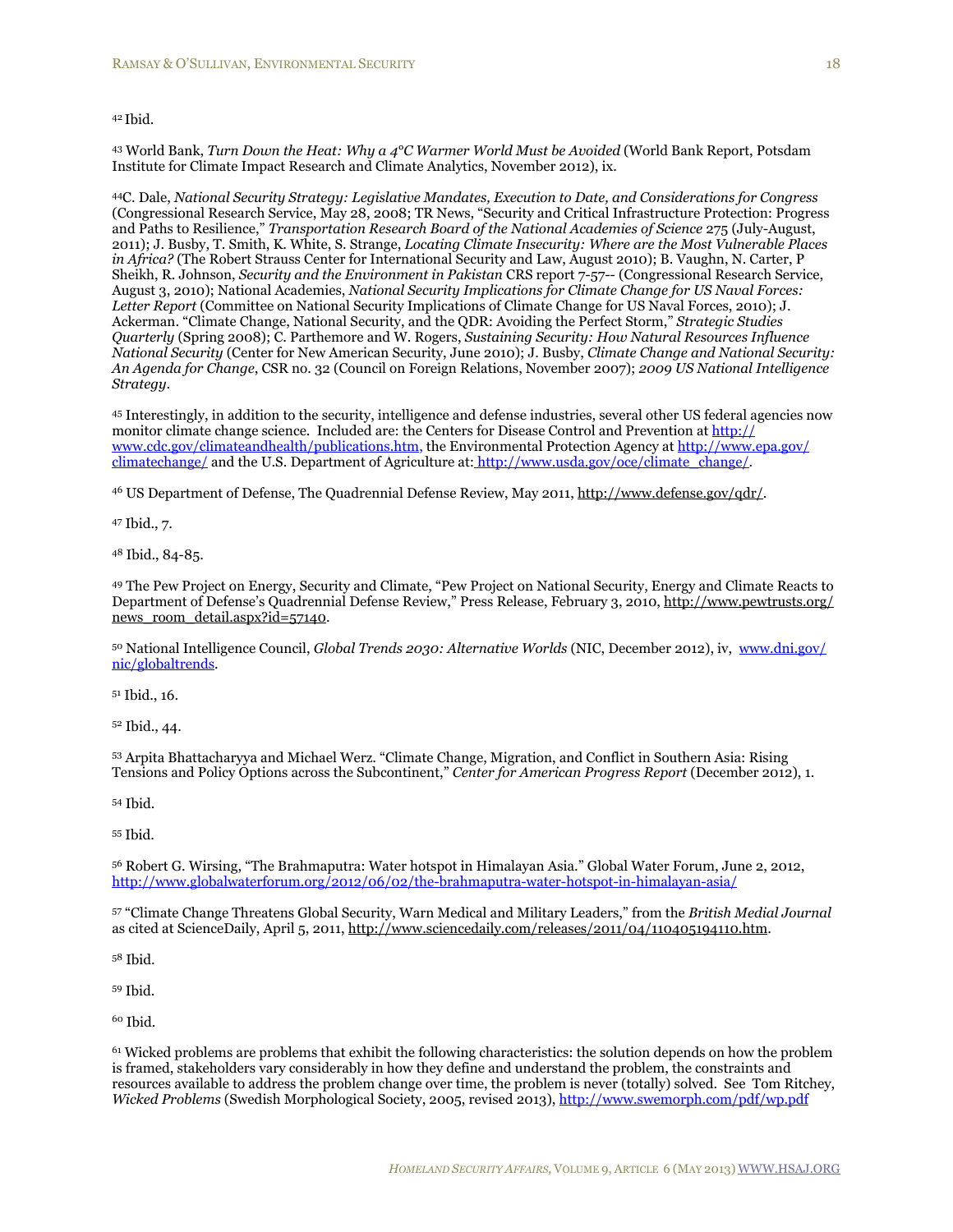[42] Ibid.

[43] World Bank, *Turn Down the Heat: Why a 4°C Warmer World Must be Avoided* (World Bank Report, Potsdam Institute for Climate Impact Research and Climate Analytics, November 2012), ix.

[44]C. Dale, *National Security Strategy: Legislative Mandates, Execution to Date, and Considerations for Congress* (Congressional Research Service, May 28, 2008; TR News, "Security and Critical Infrastructure Protection: Progress and Paths to Resilience," *Transportation Research Board of the National Academies of Science* 275 (July-August, 2011); J. Busby, T. Smith, K. White, S. Strange, *Locating Climate Insecurity: Where are the Most Vulnerable Places in Africa?* (The Robert Strauss Center for International Security and Law, August 2010); B. Vaughn, N. Carter, P Sheikh, R. Johnson, *Security and the Environment in Pakistan* CRS report 7-57-- (Congressional Research Service, August 3, 2010); National Academies, *National Security Implications for Climate Change for US Naval Forces: Letter Report* (Committee on National Security Implications of Climate Change for US Naval Forces, 2010); J. Ackerman. "Climate Change, National Security, and the QDR: Avoiding the Perfect Storm," *Strategic Studies Quarterly* (Spring 2008); C. Parthemore and W. Rogers, *Sustaining Security: How Natural Resources Influence National Security* (Center for New American Security, June 2010); J. Busby, *Climate Change and National Security: An Agenda for Change*, CSR no. 32 (Council on Foreign Relations, November 2007); *2009 US National Intelligence Strategy*.

[45] Interestingly, in addition to the security, intelligence and defense industries, several other US federal agencies now monitor climate change science. Included are: the Centers for Disease Control and Prevention at http://www.cdc.gov/climateandhealth/publications.htm, the Environmental Protection Agency at http://www.epa.gov/climatechange/ and the U.S. Department of Agriculture at: http://www.usda.gov/oce/climate_change/.

[46] US Department of Defense, The Quadrennial Defense Review, May 2011, http://www.defense.gov/qdr/.

[47] Ibid., 7.

[48] Ibid., 84-85.

[49] The Pew Project on Energy, Security and Climate, "Pew Project on National Security, Energy and Climate Reacts to Department of Defense's Quadrennial Defense Review," Press Release, February 3, 2010, http://www.pewtrusts.org/news_room_detail.aspx?id=57140.

[50] National Intelligence Council, *Global Trends 2030: Alternative Worlds* (NIC, December 2012), iv, www.dni.gov/nic/globaltrends.

[51] Ibid., 16.

[52] Ibid., 44.

[53] Arpita Bhattacharyya and Michael Werz. "Climate Change, Migration, and Conflict in Southern Asia: Rising Tensions and Policy Options across the Subcontinent," *Center for American Progress Report* (December 2012), 1.

[54] Ibid.

[55] Ibid.

[56] Robert G. Wirsing, "The Brahmaputra: Water hotspot in Himalayan Asia." Global Water Forum, June 2, 2012, http://www.globalwaterforum.org/2012/06/02/the-brahmaputra-water-hotspot-in-himalayan-asia/

[57] "Climate Change Threatens Global Security, Warn Medical and Military Leaders," from the *British Medial Journal* as cited at ScienceDaily, April 5, 2011, http://www.sciencedaily.com/releases/2011/04/110405194110.htm.

[58] Ibid.

[59] Ibid.

[60] Ibid.

[61] Wicked problems are problems that exhibit the following characteristics: the solution depends on how the problem is framed, stakeholders vary considerably in how they define and understand the problem, the constraints and resources available to address the problem change over time, the problem is never (totally) solved. See Tom Ritchey, *Wicked Problems* (Swedish Morphological Society, 2005, revised 2013), http://www.swemorph.com/pdf/wp.pdf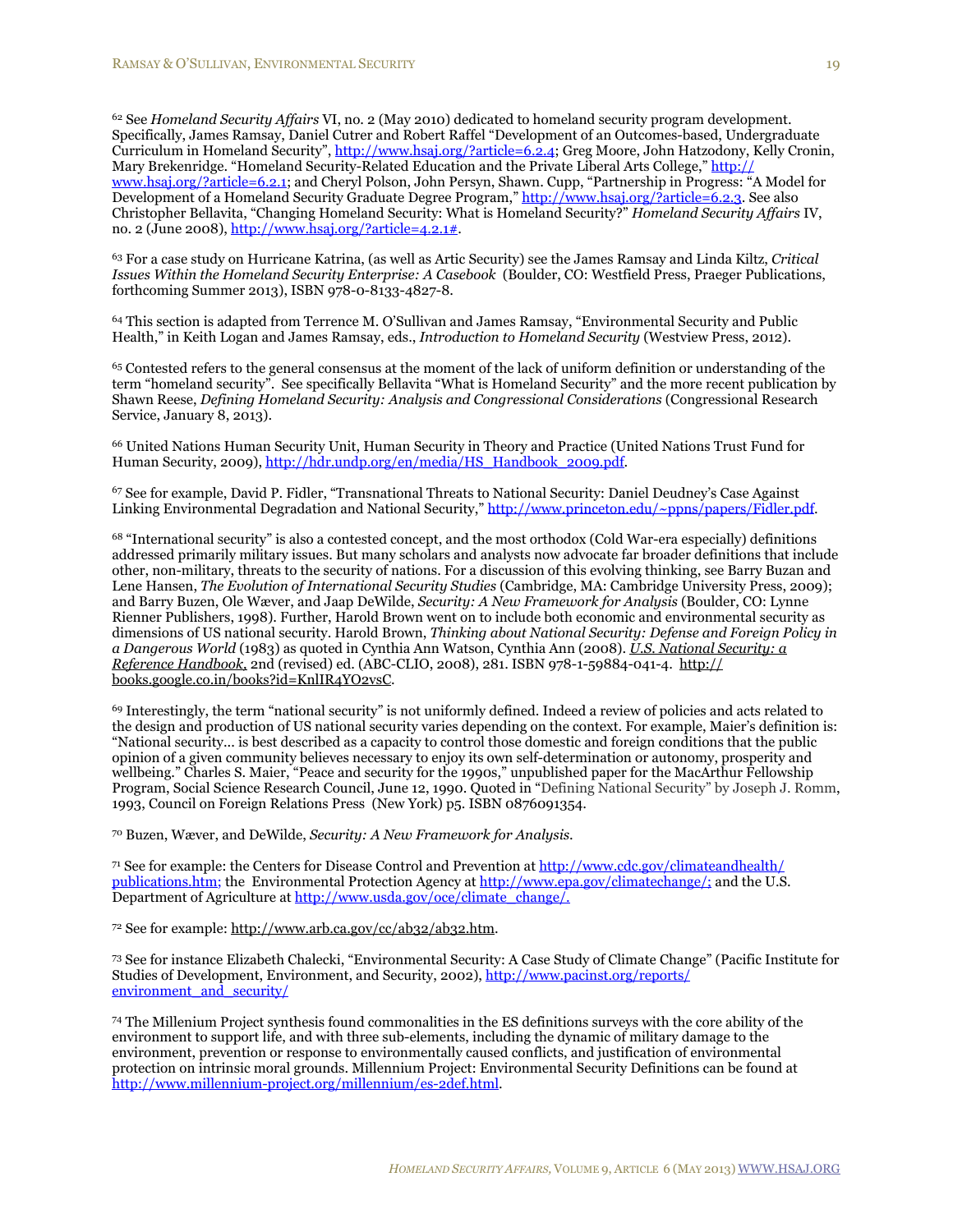[62] See *Homeland Security Affairs* VI, no. 2 (May 2010) dedicated to homeland security program development. Specifically, James Ramsay, Daniel Cutrer and Robert Raffel "Development of an Outcomes-based, Undergraduate Curriculum in Homeland Security", http://www.hsaj.org/?article=6.2.4; Greg Moore, John Hatzodony, Kelly Cronin, Mary Brekenridge. "Homeland Security-Related Education and the Private Liberal Arts College," http://www.hsaj.org/?article=6.2.1; and Cheryl Polson, John Persyn, Shawn. Cupp, "Partnership in Progress: "A Model for Development of a Homeland Security Graduate Degree Program," http://www.hsaj.org/?article=6.2.3. See also Christopher Bellavita, "Changing Homeland Security: What is Homeland Security?" *Homeland Security Affairs* IV, no. 2 (June 2008), http://www.hsaj.org/?article=4.2.1#.

[63] For a case study on Hurricane Katrina, (as well as Artic Security) see the James Ramsay and Linda Kiltz, *Critical Issues Within the Homeland Security Enterprise: A Casebook* (Boulder, CO: Westfield Press, Praeger Publications, forthcoming Summer 2013), ISBN 978-0-8133-4827-8.

[64] This section is adapted from Terrence M. O'Sullivan and James Ramsay, "Environmental Security and Public Health," in Keith Logan and James Ramsay, eds., *Introduction to Homeland Security* (Westview Press, 2012).

[65] Contested refers to the general consensus at the moment of the lack of uniform definition or understanding of the term "homeland security". See specifically Bellavita "What is Homeland Security" and the more recent publication by Shawn Reese, *Defining Homeland Security: Analysis and Congressional Considerations* (Congressional Research Service, January 8, 2013).

[66] United Nations Human Security Unit, Human Security in Theory and Practice (United Nations Trust Fund for Human Security, 2009), http://hdr.undp.org/en/media/HS_Handbook_2009.pdf.

[67] See for example, David P. Fidler, "Transnational Threats to National Security: Daniel Deudney's Case Against Linking Environmental Degradation and National Security," http://www.princeton.edu/~ppns/papers/Fidler.pdf.

[68] "International security" is also a contested concept, and the most orthodox (Cold War-era especially) definitions addressed primarily military issues. But many scholars and analysts now advocate far broader definitions that include other, non-military, threats to the security of nations. For a discussion of this evolving thinking, see Barry Buzan and Lene Hansen, *The Evolution of International Security Studies* (Cambridge, MA: Cambridge University Press, 2009); and Barry Buzen, Ole Wæver, and Jaap DeWilde, *Security: A New Framework for Analysis* (Boulder, CO: Lynne Rienner Publishers, 1998). Further, Harold Brown went on to include both economic and environmental security as dimensions of US national security. Harold Brown, *Thinking about National Security: Defense and Foreign Policy in a Dangerous World* (1983) as quoted in Cynthia Ann Watson, Cynthia Ann (2008). *U.S. National Security: a Reference Handbook*, 2nd (revised) ed. (ABC-CLIO, 2008), 281. ISBN 978-1-59884-041-4. http://books.google.co.in/books?id=KnlIR4YO2vsC.

[69] Interestingly, the term "national security" is not uniformly defined. Indeed a review of policies and acts related to the design and production of US national security varies depending on the context. For example, Maier's definition is: "National security… is best described as a capacity to control those domestic and foreign conditions that the public opinion of a given community believes necessary to enjoy its own self-determination or autonomy, prosperity and wellbeing." Charles S. Maier, "Peace and security for the 1990s," unpublished paper for the MacArthur Fellowship Program, Social Science Research Council, June 12, 1990. Quoted in "Defining National Security" by Joseph J. Romm, 1993, Council on Foreign Relations Press (New York) p5. ISBN 0876091354.

[70] Buzen, Wæver, and DeWilde, *Security: A New Framework for Analysis*.

[71] See for example: the Centers for Disease Control and Prevention at http://www.cdc.gov/climateandhealth/publications.htm; the Environmental Protection Agency at http://www.epa.gov/climatechange/; and the U.S. Department of Agriculture at http://www.usda.gov/oce/climate_change/.

[72] See for example: http://www.arb.ca.gov/cc/ab32/ab32.htm.

[73] See for instance Elizabeth Chalecki, "Environmental Security: A Case Study of Climate Change" (Pacific Institute for Studies of Development, Environment, and Security, 2002), http://www.pacinst.org/reports/environment_and_security/

[74] The Millenium Project synthesis found commonalities in the ES definitions surveys with the core ability of the environment to support life, and with three sub-elements, including the dynamic of military damage to the environment, prevention or response to environmentally caused conflicts, and justification of environmental protection on intrinsic moral grounds. Millennium Project: Environmental Security Definitions can be found at http://www.millennium-project.org/millennium/es-2def.html.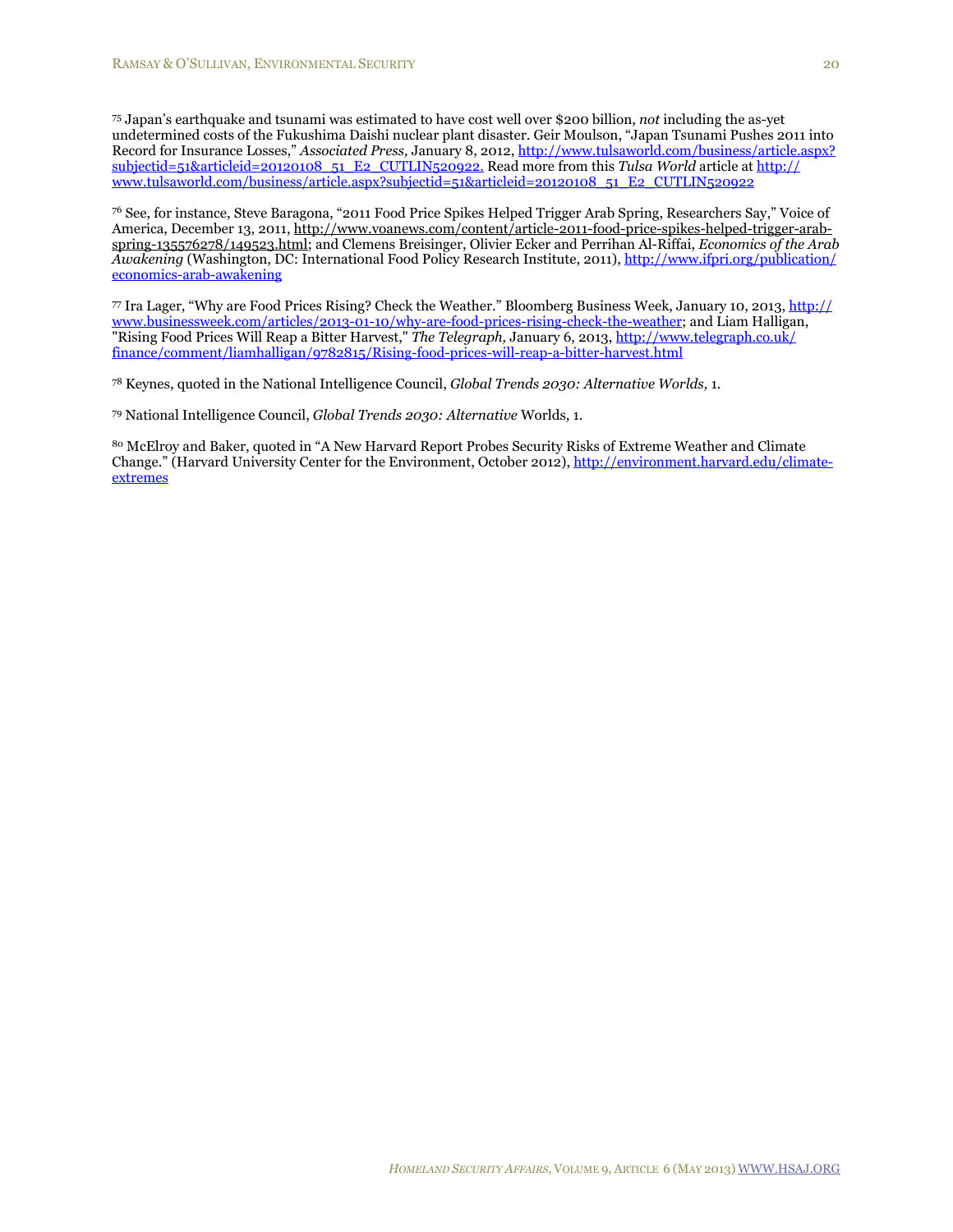[75] Japan's earthquake and tsunami was estimated to have cost well over $200 billion, *not* including the as-yet undetermined costs of the Fukushima Daishi nuclear plant disaster. Geir Moulson, "Japan Tsunami Pushes 2011 into Record for Insurance Losses," *Associated Press,* January 8, 2012, http://www.tulsaworld.com/business/article.aspx?subjectid=51&articleid=20120108_51_E2_CUTLIN520922. Read more from this *Tulsa World* article at http://www.tulsaworld.com/business/article.aspx?subjectid=51&articleid=20120108_51_E2_CUTLIN520922

[76] See, for instance, Steve Baragona, "2011 Food Price Spikes Helped Trigger Arab Spring, Researchers Say," Voice of America, December 13, 2011, http://www.voanews.com/content/article-2011-food-price-spikes-helped-trigger-arab-spring-135576278/149523.html; and Clemens Breisinger, Olivier Ecker and Perrihan Al-Riffai, *Economics of the Arab Awakening* (Washington, DC: International Food Policy Research Institute, 2011), http://www.ifpri.org/publication/economics-arab-awakening

[77] Ira Lager, "Why are Food Prices Rising? Check the Weather." Bloomberg Business Week, January 10, 2013, http://www.businessweek.com/articles/2013-01-10/why-are-food-prices-rising-check-the-weather; and Liam Halligan, "Rising Food Prices Will Reap a Bitter Harvest," *The Telegraph,* January 6, 2013, http://www.telegraph.co.uk/finance/comment/liamhalligan/9782815/Rising-food-prices-will-reap-a-bitter-harvest.html

[78] Keynes, quoted in the National Intelligence Council, *Global Trends 2030: Alternative Worlds,* 1.

[79] National Intelligence Council, *Global Trends 2030: Alternative* Worlds, 1.

[80] McElroy and Baker, quoted in "A New Harvard Report Probes Security Risks of Extreme Weather and Climate Change." (Harvard University Center for the Environment, October 2012), http://environment.harvard.edu/climate-extremes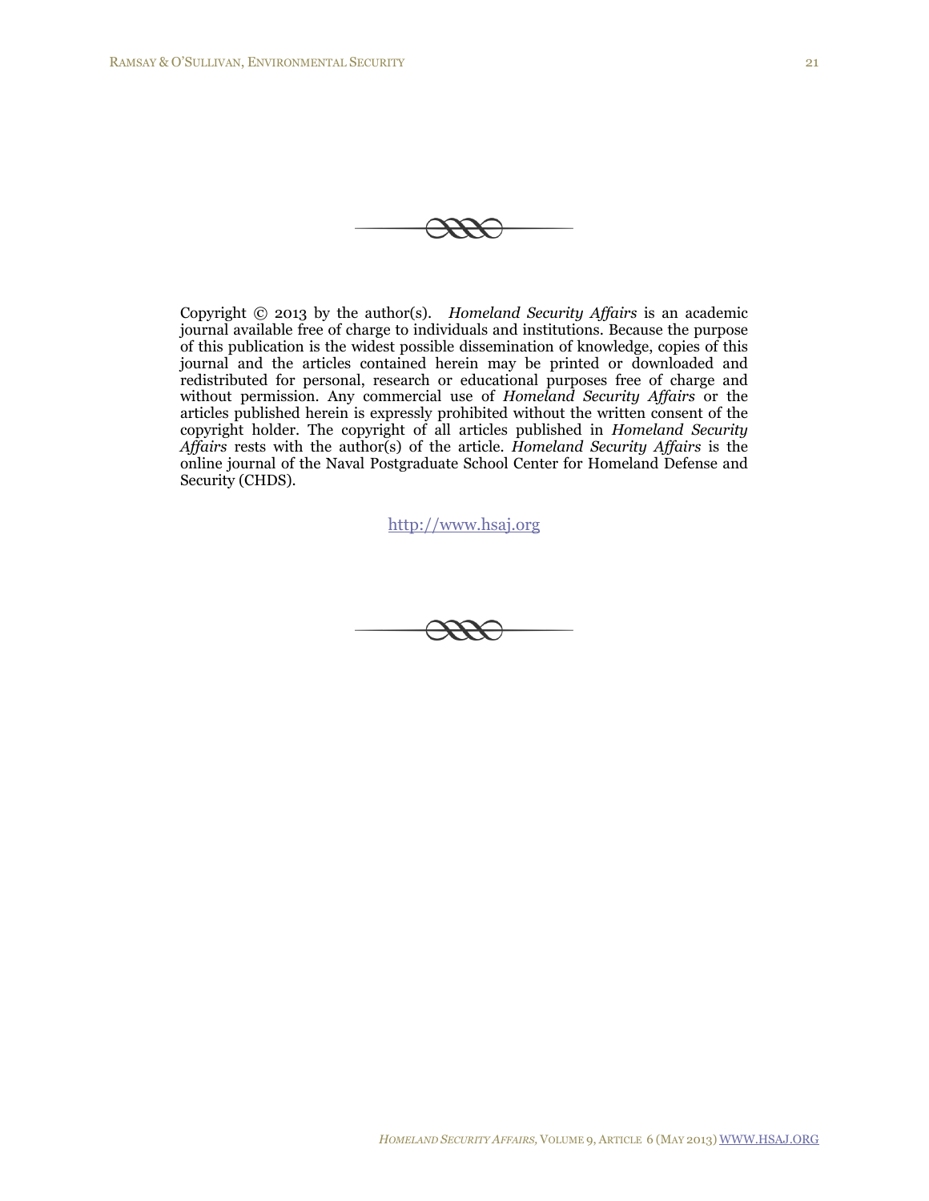Copyright © 2013 by the author(s). *Homeland Security Affairs* is an academic journal available free of charge to individuals and institutions. Because the purpose of this publication is the widest possible dissemination of knowledge, copies of this journal and the articles contained herein may be printed or downloaded and redistributed for personal, research or educational purposes free of charge and without permission. Any commercial use of *Homeland Security Affairs* or the articles published herein is expressly prohibited without the written consent of the copyright holder. The copyright of all articles published in *Homeland Security Affairs* rests with the author(s) of the article. *Homeland Security Affairs* is the online journal of the Naval Postgraduate School Center for Homeland Defense and Security (CHDS).

http://www.hsaj.org